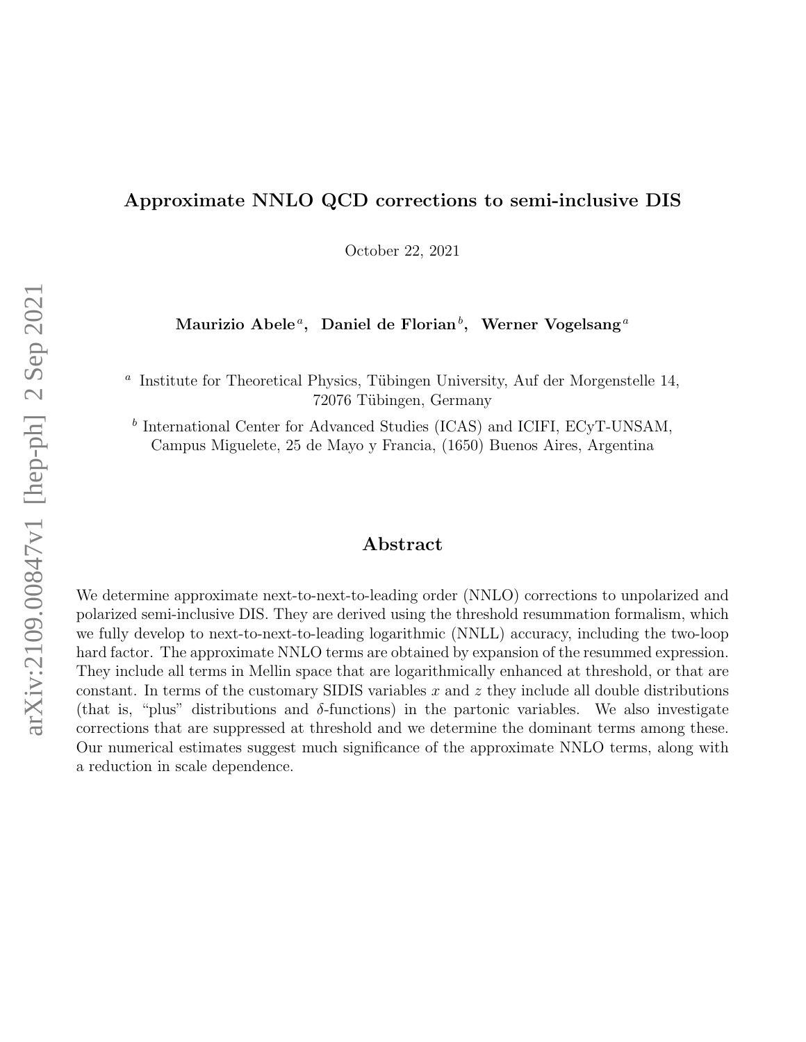# Approximate NNLO QCD corrections to semi-inclusive DIS

October 22, 2021

**Maurizio Abele**[a], **Daniel de Florian**[b], **Werner Vogelsang**[a]

[a] Institute for Theoretical Physics, Tübingen University, Auf der Morgenstelle 14, 72076 Tübingen, Germany

[b] International Center for Advanced Studies (ICAS) and ICIFI, ECyT-UNSAM, Campus Miguelete, 25 de Mayo y Francia, (1650) Buenos Aires, Argentina

## Abstract

We determine approximate next-to-next-to-leading order (NNLO) corrections to unpolarized and polarized semi-inclusive DIS. They are derived using the threshold resummation formalism, which we fully develop to next-to-next-to-leading logarithmic (NNLL) accuracy, including the two-loop hard factor. The approximate NNLO terms are obtained by expansion of the resummed expression. They include all terms in Mellin space that are logarithmically enhanced at threshold, or that are constant. In terms of the customary SIDIS variables $x$ and $z$ they include all double distributions (that is, "plus" distributions and $\delta$-functions) in the partonic variables. We also investigate corrections that are suppressed at threshold and we determine the dominant terms among these. Our numerical estimates suggest much significance of the approximate NNLO terms, along with a reduction in scale dependence.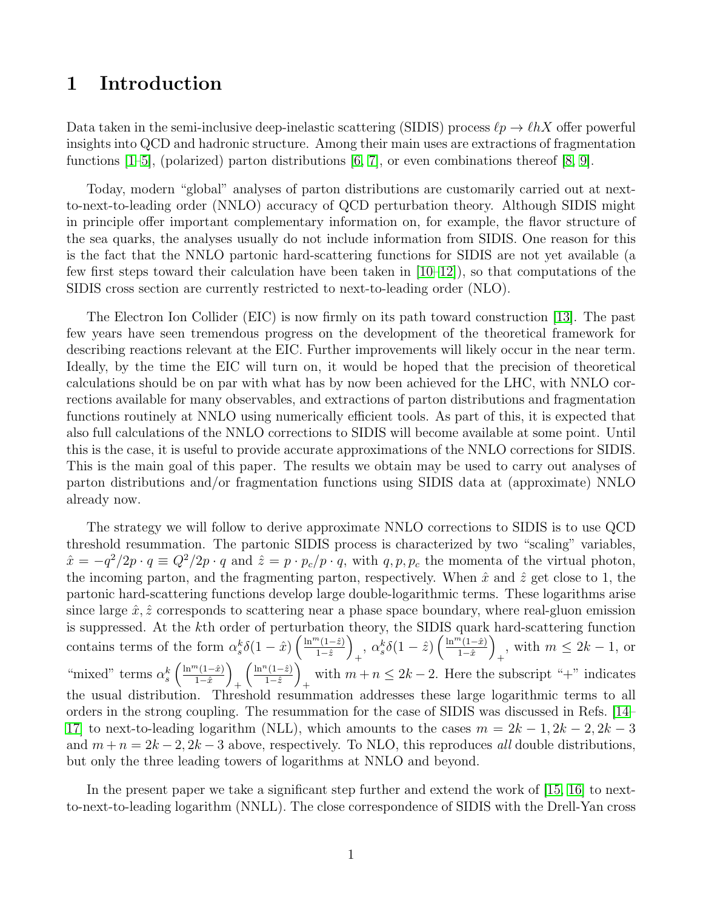# 1 Introduction

Data taken in the semi-inclusive deep-inelastic scattering (SIDIS) process $\ell p \to \ell h X$ offer powerful insights into QCD and hadronic structure. Among their main uses are extractions of fragmentation functions [1–5], (polarized) parton distributions [6, 7], or even combinations thereof [8, 9].

Today, modern "global" analyses of parton distributions are customarily carried out at next-to-next-to-leading order (NNLO) accuracy of QCD perturbation theory. Although SIDIS might in principle offer important complementary information on, for example, the flavor structure of the sea quarks, the analyses usually do not include information from SIDIS. One reason for this is the fact that the NNLO partonic hard-scattering functions for SIDIS are not yet available (a few first steps toward their calculation have been taken in [10–12]), so that computations of the SIDIS cross section are currently restricted to next-to-leading order (NLO).

The Electron Ion Collider (EIC) is now firmly on its path toward construction [13]. The past few years have seen tremendous progress on the development of the theoretical framework for describing reactions relevant at the EIC. Further improvements will likely occur in the near term. Ideally, by the time the EIC will turn on, it would be hoped that the precision of theoretical calculations should be on par with what has by now been achieved for the LHC, with NNLO corrections available for many observables, and extractions of parton distributions and fragmentation functions routinely at NNLO using numerically efficient tools. As part of this, it is expected that also full calculations of the NNLO corrections to SIDIS will become available at some point. Until this is the case, it is useful to provide accurate approximations of the NNLO corrections for SIDIS. This is the main goal of this paper. The results we obtain may be used to carry out analyses of parton distributions and/or fragmentation functions using SIDIS data at (approximate) NNLO already now.

The strategy we will follow to derive approximate NNLO corrections to SIDIS is to use QCD threshold resummation. The partonic SIDIS process is characterized by two "scaling" variables, $\hat{x} = -q^2/2p\cdot q \equiv Q^2/2p\cdot q$ and $\hat{z} = p\cdot p_c/p\cdot q$, with $q, p, p_c$ the momenta of the virtual photon, the incoming parton, and the fragmenting parton, respectively. When $\hat{x}$ and $\hat{z}$ get close to 1, the partonic hard-scattering functions develop large double-logarithmic terms. These logarithms arise since large $\hat{x}, \hat{z}$ corresponds to scattering near a phase space boundary, where real-gluon emission is suppressed. At the $k$th order of perturbation theory, the SIDIS quark hard-scattering function contains terms of the form $\alpha_s^k \delta(1-\hat{x}) \left(\frac{\ln^m(1-\hat{z})}{1-\hat{z}}\right)_+$, $\alpha_s^k \delta(1-\hat{z}) \left(\frac{\ln^m(1-\hat{x})}{1-\hat{x}}\right)_+$, with $m \leq 2k-1$, or "mixed" terms $\alpha_s^k \left(\frac{\ln^m(1-\hat{x})}{1-\hat{x}}\right)_+ \left(\frac{\ln^n(1-\hat{z})}{1-\hat{z}}\right)_+$ with $m+n \leq 2k-2$. Here the subscript "+" indicates the usual distribution. Threshold resummation addresses these large logarithmic terms to all orders in the strong coupling. The resummation for the case of SIDIS was discussed in Refs. [14–17] to next-to-leading logarithm (NLL), which amounts to the cases $m = 2k-1, 2k-2, 2k-3$ and $m+n = 2k-2, 2k-3$ above, respectively. To NLO, this reproduces *all* double distributions, but only the three leading towers of logarithms at NNLO and beyond.

In the present paper we take a significant step further and extend the work of [15, 16] to next-to-next-to-leading logarithm (NNLL). The close correspondence of SIDIS with the Drell-Yan cross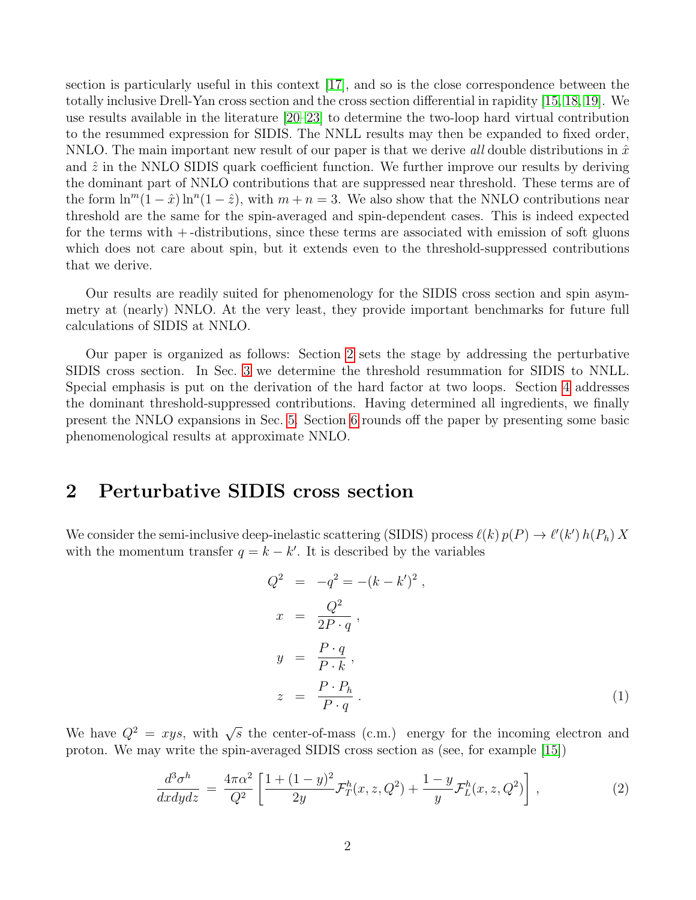section is particularly useful in this context [17], and so is the close correspondence between the totally inclusive Drell-Yan cross section and the cross section differential in rapidity [15,18,19]. We use results available in the literature [20–23] to determine the two-loop hard virtual contribution to the resummed expression for SIDIS. The NNLL results may then be expanded to fixed order, NNLO. The main important new result of our paper is that we derive *all* double distributions in $\hat{x}$ and $\hat{z}$ in the NNLO SIDIS quark coefficient function. We further improve our results by deriving the dominant part of NNLO contributions that are suppressed near threshold. These terms are of the form $\ln^m(1-\hat{x})\ln^n(1-\hat{z})$, with $m+n=3$. We also show that the NNLO contributions near threshold are the same for the spin-averaged and spin-dependent cases. This is indeed expected for the terms with $+$-distributions, since these terms are associated with emission of soft gluons which does not care about spin, but it extends even to the threshold-suppressed contributions that we derive.

Our results are readily suited for phenomenology for the SIDIS cross section and spin asymmetry at (nearly) NNLO. At the very least, they provide important benchmarks for future full calculations of SIDIS at NNLO.

Our paper is organized as follows: Section 2 sets the stage by addressing the perturbative SIDIS cross section. In Sec. 3 we determine the threshold resummation for SIDIS to NNLL. Special emphasis is put on the derivation of the hard factor at two loops. Section 4 addresses the dominant threshold-suppressed contributions. Having determined all ingredients, we finally present the NNLO expansions in Sec. 5. Section 6 rounds off the paper by presenting some basic phenomenological results at approximate NNLO.

## 2 Perturbative SIDIS cross section

We consider the semi-inclusive deep-inelastic scattering (SIDIS) process $\ell(k)\,p(P) \to \ell'(k')\,h(P_h)\,X$ with the momentum transfer $q = k - k'$. It is described by the variables

$$
\begin{aligned}
Q^2 &= -q^2 = -(k-k')^2\,, \\
x &= \frac{Q^2}{2P\cdot q}\,, \\
y &= \frac{P\cdot q}{P\cdot k}\,, \\
z &= \frac{P\cdot P_h}{P\cdot q}\,.
\end{aligned}
\tag{1}
$$

We have $Q^2 = xys$, with $\sqrt{s}$ the center-of-mass (c.m.) energy for the incoming electron and proton. We may write the spin-averaged SIDIS cross section as (see, for example [15])

$$
\frac{d^3\sigma^h}{dx\,dy\,dz} = \frac{4\pi\alpha^2}{Q^2}\left[\frac{1+(1-y)^2}{2y}\mathcal{F}_T^h(x,z,Q^2) + \frac{1-y}{y}\mathcal{F}_L^h(x,z,Q^2)\right]\,, \tag{2}
$$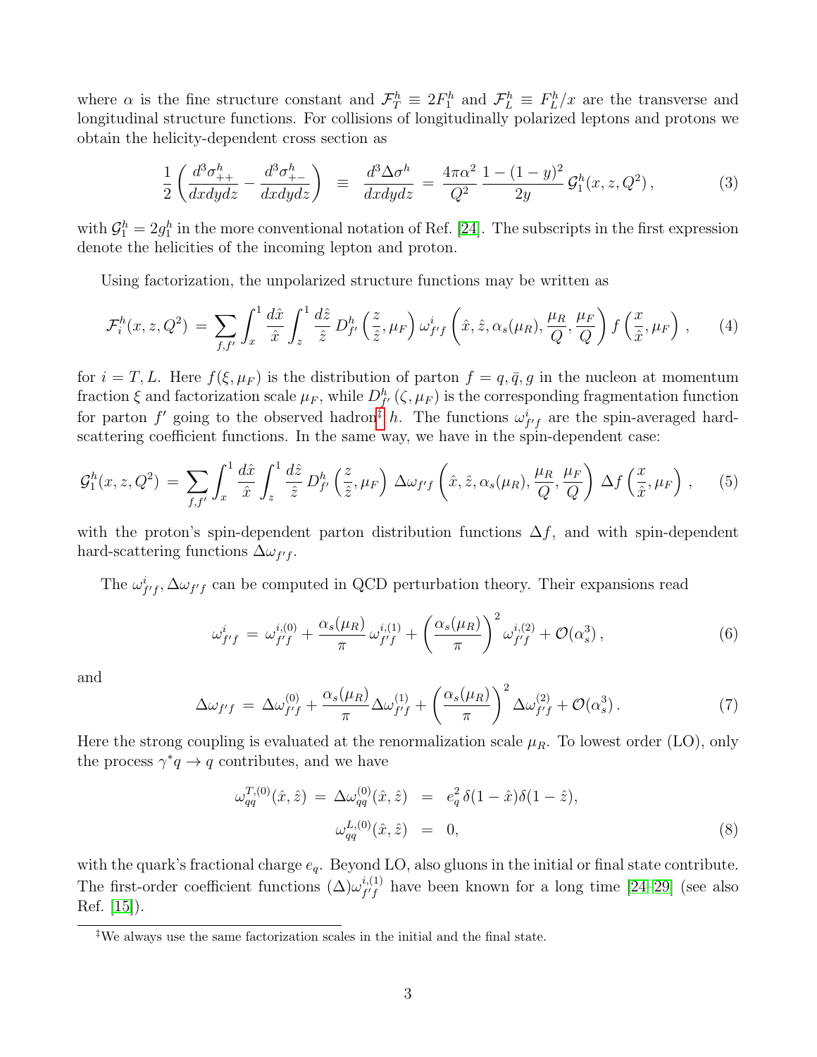where $\alpha$ is the fine structure constant and $\mathcal{F}_T^h \equiv 2F_1^h$ and $\mathcal{F}_L^h \equiv F_L^h/x$ are the transverse and longitudinal structure functions. For collisions of longitudinally polarized leptons and protons we obtain the helicity-dependent cross section as

$$\frac{1}{2}\left(\frac{d^3\sigma^h_{++}}{dxdydz} - \frac{d^3\sigma^h_{+-}}{dxdydz}\right) \;\equiv\; \frac{d^3\Delta\sigma^h}{dxdydz} = \frac{4\pi\alpha^2}{Q^2}\,\frac{1-(1-y)^2}{2y}\,\mathcal{G}_1^h(x,z,Q^2)\,, \tag{3}$$

with $\mathcal{G}_1^h = 2g_1^h$ in the more conventional notation of Ref. [24]. The subscripts in the first expression denote the helicities of the incoming lepton and proton.

Using factorization, the unpolarized structure functions may be written as

$$\mathcal{F}_i^h(x,z,Q^2) \,=\, \sum_{f,f'}\int_x^1 \frac{d\hat{x}}{\hat{x}}\int_z^1\frac{d\hat{z}}{\hat{z}}\, D_{f'}^h\left(\frac{z}{\hat{z}},\mu_F\right)\omega_{f'f}^i\left(\hat{x},\hat{z},\alpha_s(\mu_R),\frac{\mu_R}{Q},\frac{\mu_F}{Q}\right) f\left(\frac{x}{\hat{x}},\mu_F\right)\,, \tag{4}$$

for $i = T, L$. Here $f(\xi,\mu_F)$ is the distribution of parton $f = q,\bar{q},g$ in the nucleon at momentum fraction $\xi$ and factorization scale $\mu_F$, while $D_{f'}^h(\zeta,\mu_F)$ is the corresponding fragmentation function for parton $f'$ going to the observed hadron[‡] $h$. The functions $\omega_{f'f}^i$ are the spin-averaged hard-scattering coefficient functions. In the same way, we have in the spin-dependent case:

$$\mathcal{G}_1^h(x,z,Q^2) \,=\, \sum_{f,f'}\int_x^1 \frac{d\hat{x}}{\hat{x}}\int_z^1\frac{d\hat{z}}{\hat{z}}\, D_{f'}^h\left(\frac{z}{\hat{z}},\mu_F\right)\Delta\omega_{f'f}\left(\hat{x},\hat{z},\alpha_s(\mu_R),\frac{\mu_R}{Q},\frac{\mu_F}{Q}\right) \Delta f\left(\frac{x}{\hat{x}},\mu_F\right)\,, \tag{5}$$

with the proton's spin-dependent parton distribution functions $\Delta f$, and with spin-dependent hard-scattering functions $\Delta\omega_{f'f}$.

The $\omega_{f'f}^i, \Delta\omega_{f'f}$ can be computed in QCD perturbation theory. Their expansions read

$$\omega_{f'f}^i \,=\, \omega_{f'f}^{i,(0)} + \frac{\alpha_s(\mu_R)}{\pi}\,\omega_{f'f}^{i,(1)} + \left(\frac{\alpha_s(\mu_R)}{\pi}\right)^2\omega_{f'f}^{i,(2)} + \mathcal{O}(\alpha_s^3)\,, \tag{6}$$

and

$$\Delta\omega_{f'f} \,=\, \Delta\omega_{f'f}^{(0)} + \frac{\alpha_s(\mu_R)}{\pi}\Delta\omega_{f'f}^{(1)} + \left(\frac{\alpha_s(\mu_R)}{\pi}\right)^2\Delta\omega_{f'f}^{(2)} + \mathcal{O}(\alpha_s^3)\,. \tag{7}$$

Here the strong coupling is evaluated at the renormalization scale $\mu_R$. To lowest order (LO), only the process $\gamma^* q \to q$ contributes, and we have

$$\begin{aligned} \omega_{qq}^{T,(0)}(\hat{x},\hat{z}) \,=\, \Delta\omega_{qq}^{(0)}(\hat{x},\hat{z}) &\;=\; e_q^2\,\delta(1-\hat{x})\delta(1-\hat{z}),\\ \omega_{qq}^{L,(0)}(\hat{x},\hat{z}) &\;=\; 0, \end{aligned} \tag{8}$$

with the quark's fractional charge $e_q$. Beyond LO, also gluons in the initial or final state contribute. The first-order coefficient functions $(\Delta)\omega_{f'f}^{i,(1)}$ have been known for a long time [24–29] (see also Ref. [15]).

[‡]We always use the same factorization scales in the initial and the final state.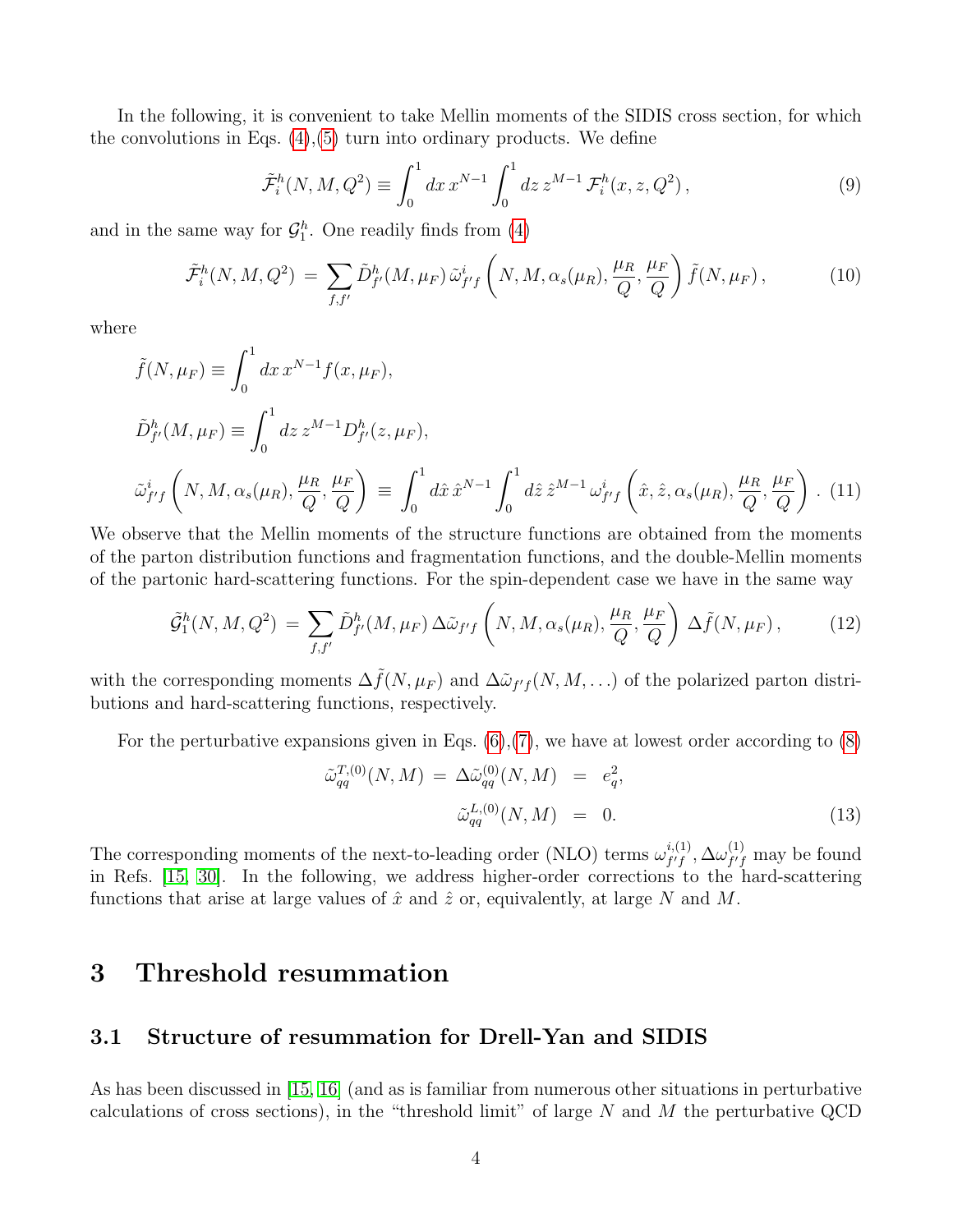In the following, it is convenient to take Mellin moments of the SIDIS cross section, for which the convolutions in Eqs. (4),(5) turn into ordinary products. We define

$$\tilde{\mathcal{F}}_i^h(N,M,Q^2) \equiv \int_0^1 dx\, x^{N-1} \int_0^1 dz\, z^{M-1}\, \mathcal{F}_i^h(x,z,Q^2)\,, \tag{9}$$

and in the same way for $\mathcal{G}_1^h$. One readily finds from (4)

$$\tilde{\mathcal{F}}_i^h(N,M,Q^2) \,=\, \sum_{f,f'} \tilde{D}_{f'}^h(M,\mu_F)\, \tilde{\omega}_{f'f}^i\left(N,M,\alpha_s(\mu_R),\frac{\mu_R}{Q},\frac{\mu_F}{Q}\right) \tilde{f}(N,\mu_F)\,, \tag{10}$$

where

$$\begin{aligned}
\tilde{f}(N,\mu_F) &\equiv \int_0^1 dx\, x^{N-1} f(x,\mu_F), \\
\tilde{D}_{f'}^h(M,\mu_F) &\equiv \int_0^1 dz\, z^{M-1} D_{f'}^h(z,\mu_F), \\
\tilde{\omega}_{f'f}^i\left(N,M,\alpha_s(\mu_R),\frac{\mu_R}{Q},\frac{\mu_F}{Q}\right) \,&\equiv\, \int_0^1 d\hat{x}\, \hat{x}^{N-1} \int_0^1 d\hat{z}\, \hat{z}^{M-1}\, \omega_{f'f}^i\left(\hat{x},\hat{z},\alpha_s(\mu_R),\frac{\mu_R}{Q},\frac{\mu_F}{Q}\right)\,.
\end{aligned} \tag{11}$$

We observe that the Mellin moments of the structure functions are obtained from the moments of the parton distribution functions and fragmentation functions, and the double-Mellin moments of the partonic hard-scattering functions. For the spin-dependent case we have in the same way

$$\tilde{\mathcal{G}}_1^h(N,M,Q^2) \,=\, \sum_{f,f'} \tilde{D}_{f'}^h(M,\mu_F)\, \Delta\tilde{\omega}_{f'f}\left(N,M,\alpha_s(\mu_R),\frac{\mu_R}{Q},\frac{\mu_F}{Q}\right) \Delta\tilde{f}(N,\mu_F)\,, \tag{12}$$

with the corresponding moments $\Delta\tilde{f}(N,\mu_F)$ and $\Delta\tilde{\omega}_{f'f}(N,M,\ldots)$ of the polarized parton distributions and hard-scattering functions, respectively.

For the perturbative expansions given in Eqs. (6),(7), we have at lowest order according to (8)

$$\begin{aligned}
\tilde{\omega}_{qq}^{T,(0)}(N,M) \,=\, \Delta\tilde{\omega}_{qq}^{(0)}(N,M) \;&=\; e_q^2, \\
\tilde{\omega}_{qq}^{L,(0)}(N,M) \;&=\; 0.
\end{aligned} \tag{13}$$

The corresponding moments of the next-to-leading order (NLO) terms $\omega_{f'f}^{i,(1)}, \Delta\omega_{f'f}^{(1)}$ may be found in Refs. [15, 30]. In the following, we address higher-order corrections to the hard-scattering functions that arise at large values of $\hat{x}$ and $\hat{z}$ or, equivalently, at large $N$ and $M$.

# 3 Threshold resummation

## 3.1 Structure of resummation for Drell-Yan and SIDIS

As has been discussed in [15, 16] (and as is familiar from numerous other situations in perturbative calculations of cross sections), in the "threshold limit" of large $N$ and $M$ the perturbative QCD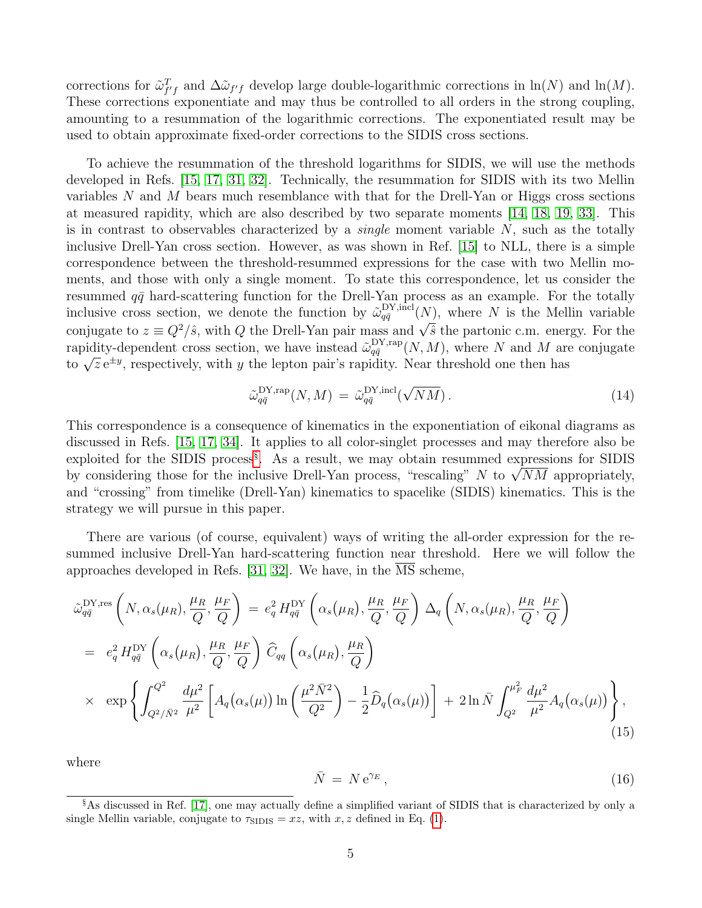corrections for $\tilde{\omega}^T_{f'f}$ and $\Delta\tilde{\omega}_{f'f}$ develop large double-logarithmic corrections in $\ln(N)$ and $\ln(M)$. These corrections exponentiate and may thus be controlled to all orders in the strong coupling, amounting to a resummation of the logarithmic corrections. The exponentiated result may be used to obtain approximate fixed-order corrections to the SIDIS cross sections.

To achieve the resummation of the threshold logarithms for SIDIS, we will use the methods developed in Refs. [15, 17, 31, 32]. Technically, the resummation for SIDIS with its two Mellin variables $N$ and $M$ bears much resemblance with that for the Drell-Yan or Higgs cross sections at measured rapidity, which are also described by two separate moments [14, 18, 19, 33]. This is in contrast to observables characterized by a *single* moment variable $N$, such as the totally inclusive Drell-Yan cross section. However, as was shown in Ref. [15] to NLL, there is a simple correspondence between the threshold-resummed expressions for the case with two Mellin moments, and those with only a single moment. To state this correspondence, let us consider the resummed $q\bar{q}$ hard-scattering function for the Drell-Yan process as an example. For the totally inclusive cross section, we denote the function by $\tilde{\omega}^{\rm DY,incl}_{q\bar{q}}(N)$, where $N$ is the Mellin variable conjugate to $z \equiv Q^2/\hat{s}$, with $Q$ the Drell-Yan pair mass and $\sqrt{\hat{s}}$ the partonic c.m. energy. For the rapidity-dependent cross section, we have instead $\tilde{\omega}^{\rm DY,rap}_{q\bar{q}}(N,M)$, where $N$ and $M$ are conjugate to $\sqrt{z}\,{\rm e}^{\pm y}$, respectively, with $y$ the lepton pair's rapidity. Near threshold one then has

$$\tilde{\omega}^{\rm DY,rap}_{q\bar{q}}(N,M) \,=\, \tilde{\omega}^{\rm DY,incl}_{q\bar{q}}(\sqrt{NM})\,. \tag{14}$$

This correspondence is a consequence of kinematics in the exponentiation of eikonal diagrams as discussed in Refs. [15, 17, 34]. It applies to all color-singlet processes and may therefore also be exploited for the SIDIS process[§]. As a result, we may obtain resummed expressions for SIDIS by considering those for the inclusive Drell-Yan process, "rescaling" $N$ to $\sqrt{NM}$ appropriately, and "crossing" from timelike (Drell-Yan) kinematics to spacelike (SIDIS) kinematics. This is the strategy we will pursue in this paper.

There are various (of course, equivalent) ways of writing the all-order expression for the resummed inclusive Drell-Yan hard-scattering function near threshold. Here we will follow the approaches developed in Refs. [31, 32]. We have, in the $\overline{\rm MS}$ scheme,

$$\begin{aligned}
\tilde{\omega}^{\rm DY,res}_{q\bar{q}}\left(N,\alpha_s(\mu_R),\frac{\mu_R}{Q},\frac{\mu_F}{Q}\right) \,&=\, e_q^2\, H^{\rm DY}_{q\bar{q}}\left(\alpha_s(\mu_R),\frac{\mu_R}{Q},\frac{\mu_F}{Q}\right)\,\Delta_q\left(N,\alpha_s(\mu_R),\frac{\mu_R}{Q},\frac{\mu_F}{Q}\right)\\
&=\, e_q^2\, H^{\rm DY}_{q\bar{q}}\left(\alpha_s(\mu_R),\frac{\mu_R}{Q},\frac{\mu_F}{Q}\right)\,\widehat{C}_{qq}\left(\alpha_s(\mu_R),\frac{\mu_R}{Q}\right)\\
&\times\, \exp\left\{\int_{Q^2/\bar{N}^2}^{Q^2}\frac{d\mu^2}{\mu^2}\left[A_q\big(\alpha_s(\mu)\big)\ln\left(\frac{\mu^2\bar{N}^2}{Q^2}\right)-\frac{1}{2}\widehat{D}_q\big(\alpha_s(\mu)\big)\right]\,+\,2\ln\bar{N}\int_{Q^2}^{\mu_F^2}\frac{d\mu^2}{\mu^2}A_q\big(\alpha_s(\mu)\big)\right\},
\end{aligned}\tag{15}$$

where

$$\bar{N} \,=\, N\,{\rm e}^{\gamma_E}\,, \tag{16}$$

[§]As discussed in Ref. [17], one may actually define a simplified variant of SIDIS that is characterized by only a single Mellin variable, conjugate to $\tau_{\rm SIDIS} = xz$, with $x, z$ defined in Eq. (1).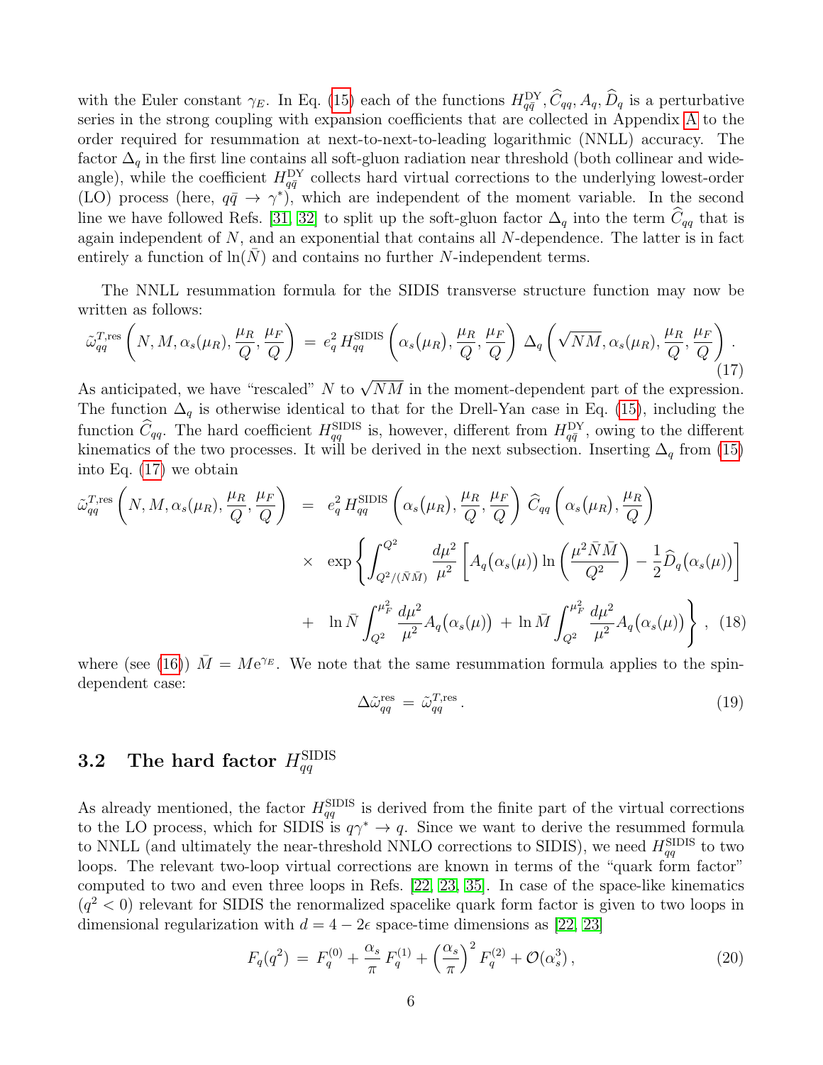with the Euler constant $\gamma_E$. In Eq. (15) each of the functions $H^{\rm DY}_{q\bar{q}}, \widehat{C}_{qq}, A_q, \widehat{D}_q$ is a perturbative series in the strong coupling with expansion coefficients that are collected in Appendix A to the order required for resummation at next-to-next-to-leading logarithmic (NNLL) accuracy. The factor $\Delta_q$ in the first line contains all soft-gluon radiation near threshold (both collinear and wide-angle), while the coefficient $H^{\rm DY}_{q\bar{q}}$ collects hard virtual corrections to the underlying lowest-order (LO) process (here, $q\bar{q} \to \gamma^*$), which are independent of the moment variable. In the second line we have followed Refs. [31, 32] to split up the soft-gluon factor $\Delta_q$ into the term $\widehat{C}_{qq}$ that is again independent of $N$, and an exponential that contains all $N$-dependence. The latter is in fact entirely a function of $\ln(\bar{N})$ and contains no further $N$-independent terms.

The NNLL resummation formula for the SIDIS transverse structure function may now be written as follows:

$$\tilde{\omega}^{T,\rm res}_{qq}\left(N, M, \alpha_s(\mu_R), \frac{\mu_R}{Q}, \frac{\mu_F}{Q}\right) \;=\; e_q^2\, H^{\rm SIDIS}_{qq}\left(\alpha_s(\mu_R), \frac{\mu_R}{Q}, \frac{\mu_F}{Q}\right)\, \Delta_q\left(\sqrt{NM}, \alpha_s(\mu_R), \frac{\mu_R}{Q}, \frac{\mu_F}{Q}\right). \tag{17}$$

As anticipated, we have "rescaled" $N$ to $\sqrt{NM}$ in the moment-dependent part of the expression. The function $\Delta_q$ is otherwise identical to that for the Drell-Yan case in Eq. (15), including the function $\widehat{C}_{qq}$. The hard coefficient $H^{\rm SIDIS}_{qq}$ is, however, different from $H^{\rm DY}_{q\bar{q}}$, owing to the different kinematics of the two processes. It will be derived in the next subsection. Inserting $\Delta_q$ from (15) into Eq. (17) we obtain

$$\begin{aligned}
\tilde{\omega}^{T,\rm res}_{qq}\left(N, M, \alpha_s(\mu_R), \frac{\mu_R}{Q}, \frac{\mu_F}{Q}\right) \;&=\; e_q^2\, H^{\rm SIDIS}_{qq}\left(\alpha_s(\mu_R), \frac{\mu_R}{Q}, \frac{\mu_F}{Q}\right)\, \widehat{C}_{qq}\left(\alpha_s(\mu_R), \frac{\mu_R}{Q}\right) \\
&\times\; \exp\left\{\int_{Q^2/(\bar{N}\bar{M})}^{Q^2} \frac{d\mu^2}{\mu^2}\left[A_q\big(\alpha_s(\mu)\big)\ln\left(\frac{\mu^2 \bar{N}\bar{M}}{Q^2}\right) - \frac{1}{2}\widehat{D}_q\big(\alpha_s(\mu)\big)\right]\right. \\
&+\; \left.\ln\bar{N}\int_{Q^2}^{\mu_F^2}\frac{d\mu^2}{\mu^2}A_q\big(\alpha_s(\mu)\big) \;+\; \ln\bar{M}\int_{Q^2}^{\mu_F^2}\frac{d\mu^2}{\mu^2}A_q\big(\alpha_s(\mu)\big)\right\}\,,
\end{aligned} \tag{18}$$

where (see (16)) $\bar{M} = M e^{\gamma_E}$. We note that the same resummation formula applies to the spin-dependent case:

$$\Delta\tilde{\omega}^{\rm res}_{qq} \;=\; \tilde{\omega}^{T,\rm res}_{qq}\,. \tag{19}$$

### 3.2 The hard factor $H^{\rm SIDIS}_{qq}$

As already mentioned, the factor $H^{\rm SIDIS}_{qq}$ is derived from the finite part of the virtual corrections to the LO process, which for SIDIS is $q\gamma^* \to q$. Since we want to derive the resummed formula to NNLL (and ultimately the near-threshold NNLO corrections to SIDIS), we need $H^{\rm SIDIS}_{qq}$ to two loops. The relevant two-loop virtual corrections are known in terms of the "quark form factor" computed to two and even three loops in Refs. [22, 23, 35]. In case of the space-like kinematics ($q^2 < 0$) relevant for SIDIS the renormalized spacelike quark form factor is given to two loops in dimensional regularization with $d = 4 - 2\epsilon$ space-time dimensions as [22, 23]

$$F_q(q^2) \;=\; F_q^{(0)} + \frac{\alpha_s}{\pi}\, F_q^{(1)} + \left(\frac{\alpha_s}{\pi}\right)^2 F_q^{(2)} + \mathcal{O}(\alpha_s^3)\,, \tag{20}$$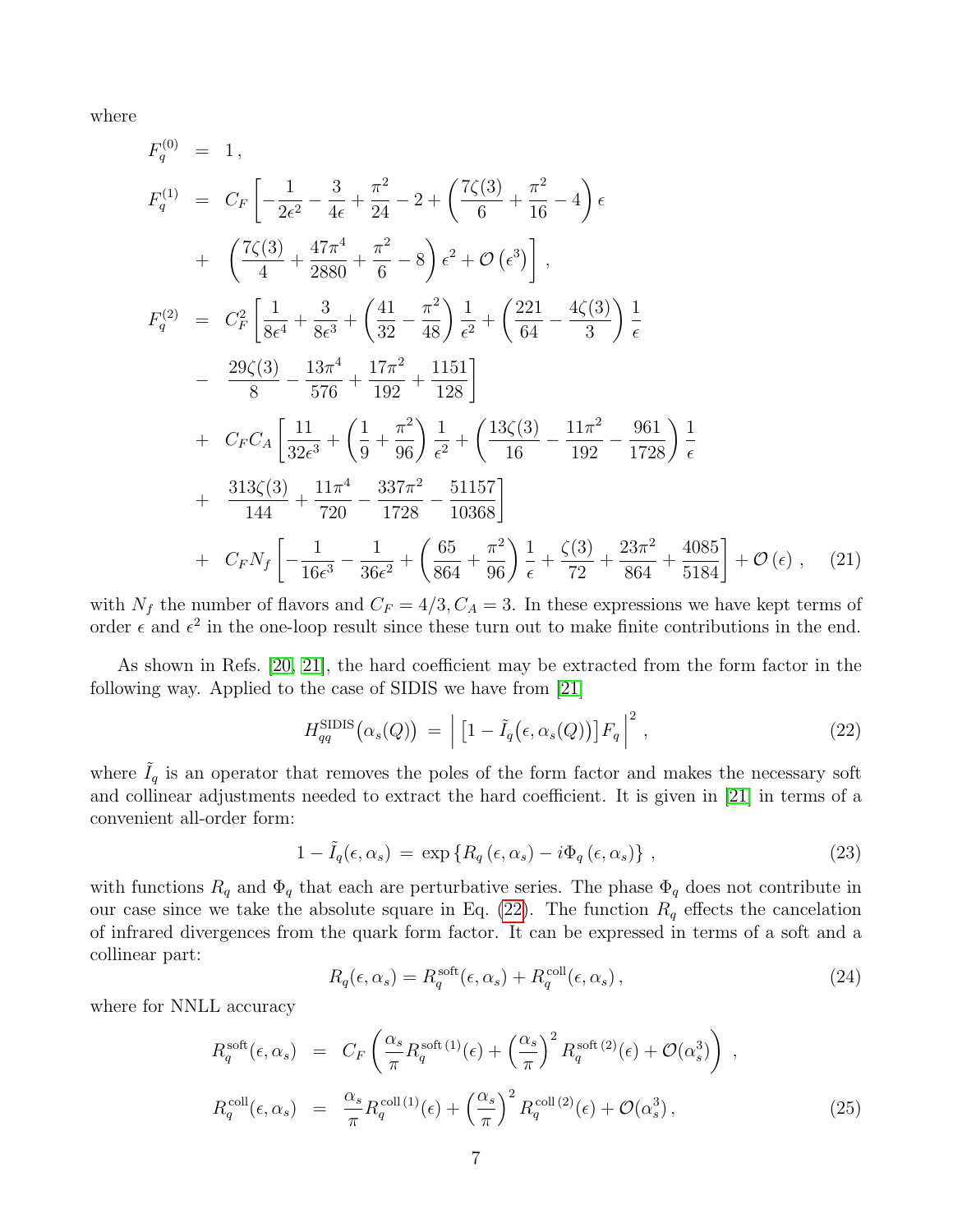where

$$
\begin{aligned}
F_q^{(0)} &= 1\,, \\
F_q^{(1)} &= C_F\left[-\frac{1}{2\epsilon^2}-\frac{3}{4\epsilon}+\frac{\pi^2}{24}-2+\left(\frac{7\zeta(3)}{6}+\frac{\pi^2}{16}-4\right)\epsilon\right. \\
&+ \left.\left(\frac{7\zeta(3)}{4}+\frac{47\pi^4}{2880}+\frac{\pi^2}{6}-8\right)\epsilon^2+\mathcal{O}\left(\epsilon^3\right)\right]\,, \\
F_q^{(2)} &= C_F^2\left[\frac{1}{8\epsilon^4}+\frac{3}{8\epsilon^3}+\left(\frac{41}{32}-\frac{\pi^2}{48}\right)\frac{1}{\epsilon^2}+\left(\frac{221}{64}-\frac{4\zeta(3)}{3}\right)\frac{1}{\epsilon}\right. \\
&- \left.\frac{29\zeta(3)}{8}-\frac{13\pi^4}{576}+\frac{17\pi^2}{192}+\frac{1151}{128}\right] \\
&+ C_F C_A\left[\frac{11}{32\epsilon^3}+\left(\frac{1}{9}+\frac{\pi^2}{96}\right)\frac{1}{\epsilon^2}+\left(\frac{13\zeta(3)}{16}-\frac{11\pi^2}{192}-\frac{961}{1728}\right)\frac{1}{\epsilon}\right. \\
&+ \left.\frac{313\zeta(3)}{144}+\frac{11\pi^4}{720}-\frac{337\pi^2}{1728}-\frac{51157}{10368}\right] \\
&+ C_F N_f\left[-\frac{1}{16\epsilon^3}-\frac{1}{36\epsilon^2}+\left(\frac{65}{864}+\frac{\pi^2}{96}\right)\frac{1}{\epsilon}+\frac{\zeta(3)}{72}+\frac{23\pi^2}{864}+\frac{4085}{5184}\right]+\mathcal{O}\left(\epsilon\right)\,, \qquad (21)
\end{aligned}
$$

with $N_f$ the number of flavors and $C_F = 4/3, C_A = 3$. In these expressions we have kept terms of order $\epsilon$ and $\epsilon^2$ in the one-loop result since these turn out to make finite contributions in the end.

As shown in Refs. [20, 21], the hard coefficient may be extracted from the form factor in the following way. Applied to the case of SIDIS we have from [21]

$$
H_{qq}^{\rm SIDIS}\big(\alpha_s(Q)\big) \,=\, \Big|\,\big[1-\tilde{I}_q\big(\epsilon,\alpha_s(Q)\big)\big]F_q\,\Big|^2\,, \qquad (22)
$$

where $\tilde{I}_q$ is an operator that removes the poles of the form factor and makes the necessary soft and collinear adjustments needed to extract the hard coefficient. It is given in [21] in terms of a convenient all-order form:

$$
1-\tilde{I}_q(\epsilon,\alpha_s) \,=\, \exp\left\{R_q\left(\epsilon,\alpha_s\right)-i\Phi_q\left(\epsilon,\alpha_s\right)\right\}\,, \qquad (23)
$$

with functions $R_q$ and $\Phi_q$ that each are perturbative series. The phase $\Phi_q$ does not contribute in our case since we take the absolute square in Eq. (22). The function $R_q$ effects the cancelation of infrared divergences from the quark form factor. It can be expressed in terms of a soft and a collinear part:

$$
R_q(\epsilon,\alpha_s) = R_q^{\rm soft}(\epsilon,\alpha_s)+R_q^{\rm coll}(\epsilon,\alpha_s)\,, \qquad (24)
$$

where for NNLL accuracy

$$
\begin{aligned}
R_q^{\rm soft}(\epsilon,\alpha_s) &= C_F\left(\frac{\alpha_s}{\pi}R_q^{{\rm soft}\,(1)}(\epsilon)+\left(\frac{\alpha_s}{\pi}\right)^2 R_q^{{\rm soft}\,(2)}(\epsilon)+\mathcal{O}(\alpha_s^3)\right)\,, \\
R_q^{\rm coll}(\epsilon,\alpha_s) &= \frac{\alpha_s}{\pi}R_q^{{\rm coll}\,(1)}(\epsilon)+\left(\frac{\alpha_s}{\pi}\right)^2 R_q^{{\rm coll}\,(2)}(\epsilon)+\mathcal{O}(\alpha_s^3)\,, \qquad (25)
\end{aligned}
$$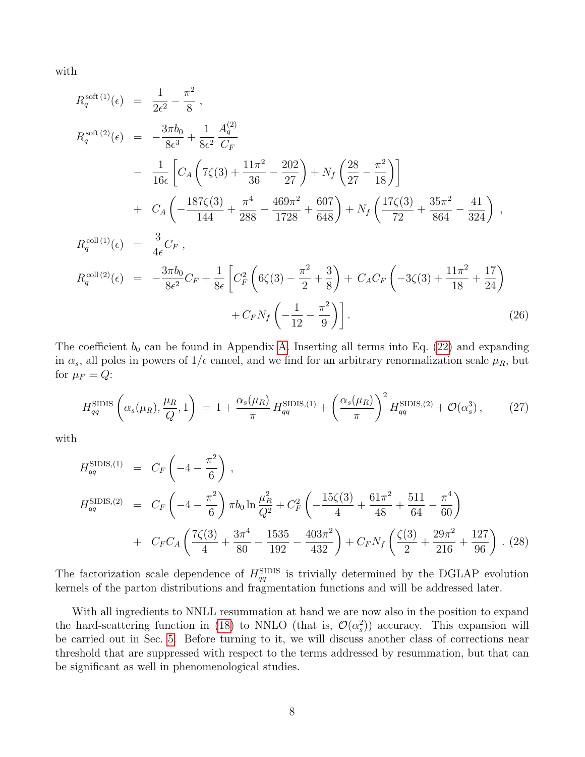with

$$
\begin{aligned}
R_q^{\text{soft}\,(1)}(\epsilon) &= \frac{1}{2\epsilon^2} - \frac{\pi^2}{8}\,, \\
R_q^{\text{soft}\,(2)}(\epsilon) &= -\frac{3\pi b_0}{8\epsilon^3} + \frac{1}{8\epsilon^2}\frac{A_q^{(2)}}{C_F} \\
&\quad - \frac{1}{16\epsilon}\left[C_A\left(7\zeta(3) + \frac{11\pi^2}{36} - \frac{202}{27}\right) + N_f\left(\frac{28}{27} - \frac{\pi^2}{18}\right)\right] \\
&\quad + C_A\left(-\frac{187\zeta(3)}{144} + \frac{\pi^4}{288} - \frac{469\pi^2}{1728} + \frac{607}{648}\right) + N_f\left(\frac{17\zeta(3)}{72} + \frac{35\pi^2}{864} - \frac{41}{324}\right)\,, \\
R_q^{\text{coll}\,(1)}(\epsilon) &= \frac{3}{4\epsilon}C_F\,, \\
R_q^{\text{coll}\,(2)}(\epsilon) &= -\frac{3\pi b_0}{8\epsilon^2}C_F + \frac{1}{8\epsilon}\left[C_F^2\left(6\zeta(3) - \frac{\pi^2}{2} + \frac{3}{8}\right) + C_A C_F\left(-3\zeta(3) + \frac{11\pi^2}{18} + \frac{17}{24}\right)\right. \\
&\quad \left. + C_F N_f\left(-\frac{1}{12} - \frac{\pi^2}{9}\right)\right]. \qquad (26)
\end{aligned}
$$

The coefficient $b_0$ can be found in Appendix A. Inserting all terms into Eq. (22) and expanding in $\alpha_s$, all poles in powers of $1/\epsilon$ cancel, and we find for an arbitrary renormalization scale $\mu_R$, but for $\mu_F = Q$:

$$
H_{qq}^{\text{SIDIS}}\left(\alpha_s(\mu_R), \frac{\mu_R}{Q}, 1\right) = 1 + \frac{\alpha_s(\mu_R)}{\pi} H_{qq}^{\text{SIDIS},(1)} + \left(\frac{\alpha_s(\mu_R)}{\pi}\right)^2 H_{qq}^{\text{SIDIS},(2)} + \mathcal{O}(\alpha_s^3)\,, \qquad (27)
$$

with

$$
\begin{aligned}
H_{qq}^{\text{SIDIS},(1)} &= C_F\left(-4 - \frac{\pi^2}{6}\right)\,, \\
H_{qq}^{\text{SIDIS},(2)} &= C_F\left(-4 - \frac{\pi^2}{6}\right)\pi b_0 \ln\frac{\mu_R^2}{Q^2} + C_F^2\left(-\frac{15\zeta(3)}{4} + \frac{61\pi^2}{48} + \frac{511}{64} - \frac{\pi^4}{60}\right) \\
&\quad + C_F C_A\left(\frac{7\zeta(3)}{4} + \frac{3\pi^4}{80} - \frac{1535}{192} - \frac{403\pi^2}{432}\right) + C_F N_f\left(\frac{\zeta(3)}{2} + \frac{29\pi^2}{216} + \frac{127}{96}\right)\,. \qquad (28)
\end{aligned}
$$

The factorization scale dependence of $H_{qq}^{\text{SIDIS}}$ is trivially determined by the DGLAP evolution kernels of the parton distributions and fragmentation functions and will be addressed later.

With all ingredients to NNLL resummation at hand we are now also in the position to expand the hard-scattering function in (18) to NNLO (that is, $\mathcal{O}(\alpha_s^2)$) accuracy. This expansion will be carried out in Sec. 5. Before turning to it, we will discuss another class of corrections near threshold that are suppressed with respect to the terms addressed by resummation, but that can be significant as well in phenomenological studies.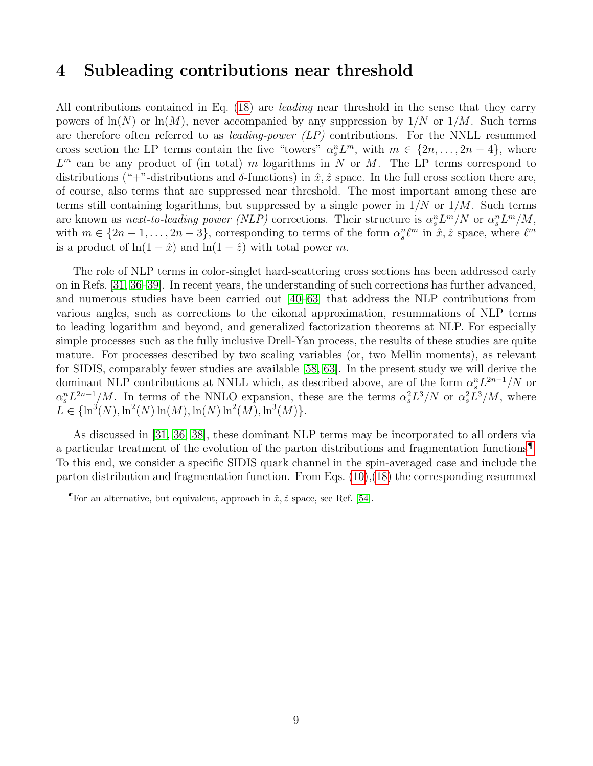# 4 Subleading contributions near threshold

All contributions contained in Eq. (18) are *leading* near threshold in the sense that they carry powers of $\ln(N)$ or $\ln(M)$, never accompanied by any suppression by $1/N$ or $1/M$. Such terms are therefore often referred to as *leading-power (LP)* contributions. For the NNLL resummed cross section the LP terms contain the five "towers" $\alpha_s^n L^m$, with $m \in \{2n, \ldots, 2n-4\}$, where $L^m$ can be any product of (in total) $m$ logarithms in $N$ or $M$. The LP terms correspond to distributions ("+"-distributions and $\delta$-functions) in $\hat{x}, \hat{z}$ space. In the full cross section there are, of course, also terms that are suppressed near threshold. The most important among these are terms still containing logarithms, but suppressed by a single power in $1/N$ or $1/M$. Such terms are known as *next-to-leading power (NLP)* corrections. Their structure is $\alpha_s^n L^m/N$ or $\alpha_s^n L^m/M$, with $m \in \{2n-1, \ldots, 2n-3\}$, corresponding to terms of the form $\alpha_s^n \ell^m$ in $\hat{x}, \hat{z}$ space, where $\ell^m$ is a product of $\ln(1-\hat{x})$ and $\ln(1-\hat{z})$ with total power $m$.

The role of NLP terms in color-singlet hard-scattering cross sections has been addressed early on in Refs. [31, 36–39]. In recent years, the understanding of such corrections has further advanced, and numerous studies have been carried out [40–63] that address the NLP contributions from various angles, such as corrections to the eikonal approximation, resummations of NLP terms to leading logarithm and beyond, and generalized factorization theorems at NLP. For especially simple processes such as the fully inclusive Drell-Yan process, the results of these studies are quite mature. For processes described by two scaling variables (or, two Mellin moments), as relevant for SIDIS, comparably fewer studies are available [58, 63]. In the present study we will derive the dominant NLP contributions at NNLL which, as described above, are of the form $\alpha_s^n L^{2n-1}/N$ or $\alpha_s^n L^{2n-1}/M$. In terms of the NNLO expansion, these are the terms $\alpha_s^2 L^3/N$ or $\alpha_s^2 L^3/M$, where $L \in \{\ln^3(N), \ln^2(N)\ln(M), \ln(N)\ln^2(M), \ln^3(M)\}$.

As discussed in [31, 36, 38], these dominant NLP terms may be incorporated to all orders via a particular treatment of the evolution of the parton distributions and fragmentation functions[¶]. To this end, we consider a specific SIDIS quark channel in the spin-averaged case and include the parton distribution and fragmentation function. From Eqs. (10),(18) the corresponding resummed

[¶] For an alternative, but equivalent, approach in $\hat{x}, \hat{z}$ space, see Ref. [54].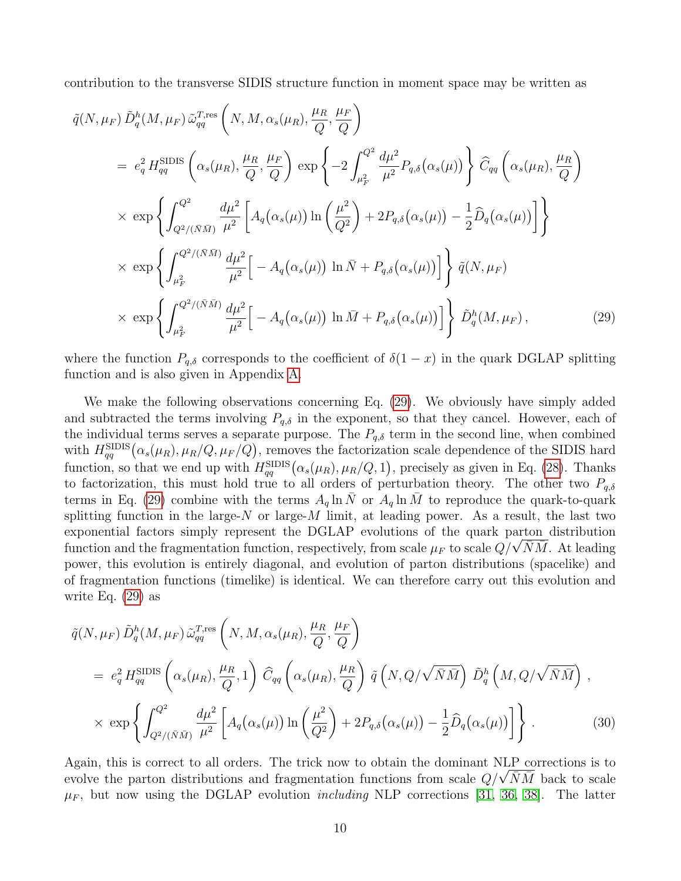contribution to the transverse SIDIS structure function in moment space may be written as

$$
\begin{aligned}
&\tilde{q}(N,\mu_F)\,\tilde{D}_q^h(M,\mu_F)\,\tilde{\omega}_{qq}^{T,\mathrm{res}}\left(N,M,\alpha_s(\mu_R),\frac{\mu_R}{Q},\frac{\mu_F}{Q}\right)\\
&\quad= e_q^2\,H_{qq}^{\mathrm{SIDIS}}\left(\alpha_s(\mu_R),\frac{\mu_R}{Q},\frac{\mu_F}{Q}\right)\,\exp\left\{-2\int_{\mu_F^2}^{Q^2}\frac{d\mu^2}{\mu^2}P_{q,\delta}\big(\alpha_s(\mu)\big)\right\}\,\widehat{C}_{qq}\left(\alpha_s(\mu_R),\frac{\mu_R}{Q}\right)\\
&\quad\times\,\exp\left\{\int_{Q^2/(\bar{N}\bar{M})}^{Q^2}\frac{d\mu^2}{\mu^2}\left[A_q\big(\alpha_s(\mu)\big)\ln\left(\frac{\mu^2}{Q^2}\right)+2P_{q,\delta}\big(\alpha_s(\mu)\big)-\frac{1}{2}\widehat{D}_q\big(\alpha_s(\mu)\big)\right]\right\}\\
&\quad\times\,\exp\left\{\int_{\mu_F^2}^{Q^2/(\bar{N}\bar{M})}\frac{d\mu^2}{\mu^2}\Big[-A_q\big(\alpha_s(\mu)\big)\,\ln\bar{N}+P_{q,\delta}\big(\alpha_s(\mu)\big)\Big]\right\}\,\tilde{q}(N,\mu_F)\\
&\quad\times\,\exp\left\{\int_{\mu_F^2}^{Q^2/(\bar{N}\bar{M})}\frac{d\mu^2}{\mu^2}\Big[-A_q\big(\alpha_s(\mu)\big)\,\ln\bar{M}+P_{q,\delta}\big(\alpha_s(\mu)\big)\Big]\right\}\,\tilde{D}_q^h(M,\mu_F)\,,
\end{aligned}
\tag{29}
$$

where the function $P_{q,\delta}$ corresponds to the coefficient of $\delta(1-x)$ in the quark DGLAP splitting function and is also given in Appendix A.

We make the following observations concerning Eq. (29). We obviously have simply added and subtracted the terms involving $P_{q,\delta}$ in the exponent, so that they cancel. However, each of the individual terms serves a separate purpose. The $P_{q,\delta}$ term in the second line, when combined with $H_{qq}^{\mathrm{SIDIS}}\big(\alpha_s(\mu_R),\mu_R/Q,\mu_F/Q\big)$, removes the factorization scale dependence of the SIDIS hard function, so that we end up with $H_{qq}^{\mathrm{SIDIS}}\big(\alpha_s(\mu_R),\mu_R/Q,1\big)$, precisely as given in Eq. (28). Thanks to factorization, this must hold true to all orders of perturbation theory. The other two $P_{q,\delta}$ terms in Eq. (29) combine with the terms $A_q\ln\bar{N}$ or $A_q\ln\bar{M}$ to reproduce the quark-to-quark splitting function in the large-$N$ or large-$M$ limit, at leading power. As a result, the last two exponential factors simply represent the DGLAP evolutions of the quark parton distribution function and the fragmentation function, respectively, from scale $\mu_F$ to scale $Q/\sqrt{\bar{N}\bar{M}}$. At leading power, this evolution is entirely diagonal, and evolution of parton distributions (spacelike) and of fragmentation functions (timelike) is identical. We can therefore carry out this evolution and write Eq. (29) as

$$
\begin{aligned}
&\tilde{q}(N,\mu_F)\,\tilde{D}_q^h(M,\mu_F)\,\tilde{\omega}_{qq}^{T,\mathrm{res}}\left(N,M,\alpha_s(\mu_R),\frac{\mu_R}{Q},\frac{\mu_F}{Q}\right)\\
&\quad= e_q^2\,H_{qq}^{\mathrm{SIDIS}}\left(\alpha_s(\mu_R),\frac{\mu_R}{Q},1\right)\,\widehat{C}_{qq}\left(\alpha_s(\mu_R),\frac{\mu_R}{Q}\right)\,\tilde{q}\left(N,Q/\sqrt{\bar{N}\bar{M}}\right)\,\tilde{D}_q^h\left(M,Q/\sqrt{\bar{N}\bar{M}}\right)\,,\\
&\quad\times\,\exp\left\{\int_{Q^2/(\bar{N}\bar{M})}^{Q^2}\frac{d\mu^2}{\mu^2}\left[A_q\big(\alpha_s(\mu)\big)\ln\left(\frac{\mu^2}{Q^2}\right)+2P_{q,\delta}\big(\alpha_s(\mu)\big)-\frac{1}{2}\widehat{D}_q\big(\alpha_s(\mu)\big)\right]\right\}\,.
\end{aligned}
\tag{30}
$$

Again, this is correct to all orders. The trick now to obtain the dominant NLP corrections is to evolve the parton distributions and fragmentation functions from scale $Q/\sqrt{\bar{N}\bar{M}}$ back to scale $\mu_F$, but now using the DGLAP evolution *including* NLP corrections [31, 36, 38]. The latter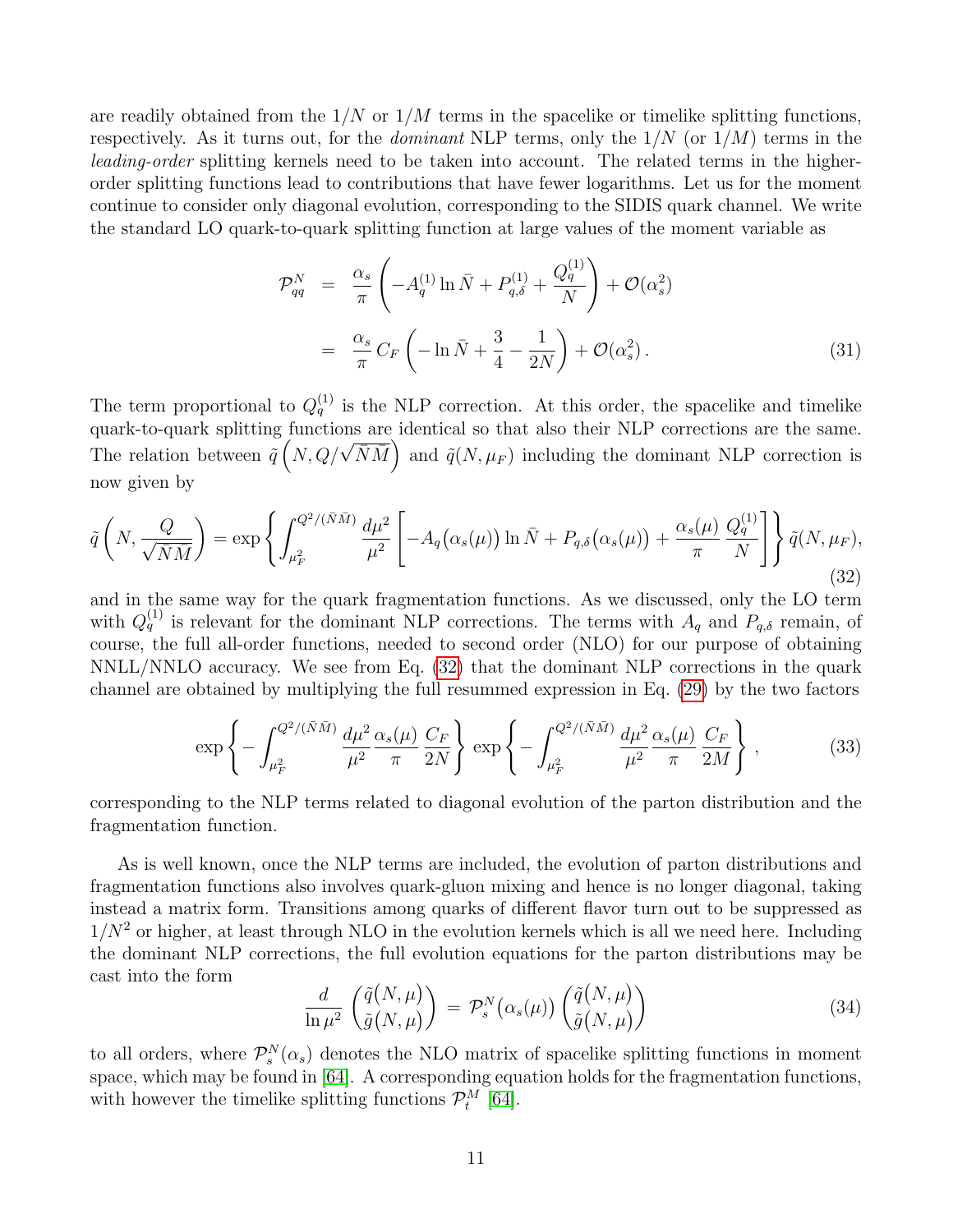are readily obtained from the $1/N$ or $1/M$ terms in the spacelike or timelike splitting functions, respectively. As it turns out, for the *dominant* NLP terms, only the $1/N$ (or $1/M$) terms in the *leading-order* splitting kernels need to be taken into account. The related terms in the higher-order splitting functions lead to contributions that have fewer logarithms. Let us for the moment continue to consider only diagonal evolution, corresponding to the SIDIS quark channel. We write the standard LO quark-to-quark splitting function at large values of the moment variable as

$$
\begin{aligned}
\mathcal{P}^N_{qq} &= \frac{\alpha_s}{\pi}\left(-A_q^{(1)}\ln\bar{N} + P^{(1)}_{q,\delta} + \frac{Q_q^{(1)}}{N}\right) + \mathcal{O}(\alpha_s^2) \\
&= \frac{\alpha_s}{\pi}\,C_F\left(-\ln\bar{N} + \frac{3}{4} - \frac{1}{2N}\right) + \mathcal{O}(\alpha_s^2)\,. \qquad (31)
\end{aligned}
$$

The term proportional to $Q_q^{(1)}$ is the NLP correction. At this order, the spacelike and timelike quark-to-quark splitting functions are identical so that also their NLP corrections are the same. The relation between $\tilde{q}\left(N, Q/\sqrt{\bar{N}\bar{M}}\right)$ and $\tilde{q}(N,\mu_F)$ including the dominant NLP correction is now given by

$$
\tilde{q}\left(N,\frac{Q}{\sqrt{\bar{N}\bar{M}}}\right) = \exp\left\{\int_{\mu_F^2}^{Q^2/(\bar{N}\bar{M})}\frac{d\mu^2}{\mu^2}\left[-A_q\big(\alpha_s(\mu)\big)\ln\bar{N} + P_{q,\delta}\big(\alpha_s(\mu)\big) + \frac{\alpha_s(\mu)}{\pi}\,\frac{Q_q^{(1)}}{N}\right]\right\}\tilde{q}(N,\mu_F), \qquad (32)
$$

and in the same way for the quark fragmentation functions. As we discussed, only the LO term with $Q_q^{(1)}$ is relevant for the dominant NLP corrections. The terms with $A_q$ and $P_{q,\delta}$ remain, of course, the full all-order functions, needed to second order (NLO) for our purpose of obtaining NNLL/NNLO accuracy. We see from Eq. (32) that the dominant NLP corrections in the quark channel are obtained by multiplying the full resummed expression in Eq. (29) by the two factors

$$
\exp\left\{-\int_{\mu_F^2}^{Q^2/(\bar{N}\bar{M})}\frac{d\mu^2}{\mu^2}\frac{\alpha_s(\mu)}{\pi}\,\frac{C_F}{2N}\right\}\exp\left\{-\int_{\mu_F^2}^{Q^2/(\bar{N}\bar{M})}\frac{d\mu^2}{\mu^2}\frac{\alpha_s(\mu)}{\pi}\,\frac{C_F}{2M}\right\}, \qquad (33)
$$

corresponding to the NLP terms related to diagonal evolution of the parton distribution and the fragmentation function.

As is well known, once the NLP terms are included, the evolution of parton distributions and fragmentation functions also involves quark-gluon mixing and hence is no longer diagonal, taking instead a matrix form. Transitions among quarks of different flavor turn out to be suppressed as $1/N^2$ or higher, at least through NLO in the evolution kernels which is all we need here. Including the dominant NLP corrections, the full evolution equations for the parton distributions may be cast into the form

$$
\frac{d}{\ln\mu^2}\begin{pmatrix}\tilde{q}(N,\mu)\\ \tilde{g}(N,\mu)\end{pmatrix} = \mathcal{P}^N_s\big(\alpha_s(\mu)\big)\begin{pmatrix}\tilde{q}(N,\mu)\\ \tilde{g}(N,\mu)\end{pmatrix} \qquad (34)
$$

to all orders, where $\mathcal{P}^N_s(\alpha_s)$ denotes the NLO matrix of spacelike splitting functions in moment space, which may be found in [64]. A corresponding equation holds for the fragmentation functions, with however the timelike splitting functions $\mathcal{P}^M_t$ [64].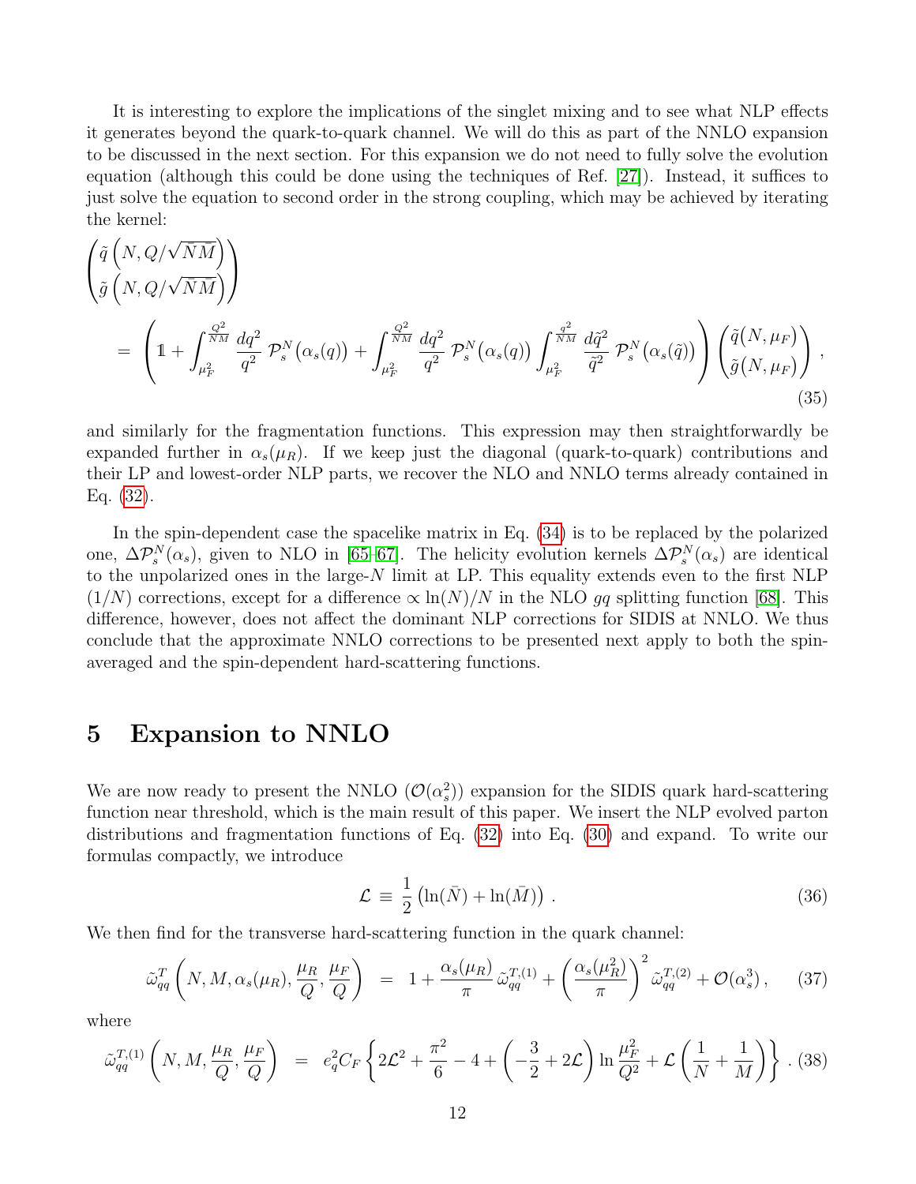It is interesting to explore the implications of the singlet mixing and to see what NLP effects it generates beyond the quark-to-quark channel. We will do this as part of the NNLO expansion to be discussed in the next section. For this expansion we do not need to fully solve the evolution equation (although this could be done using the techniques of Ref. [27]). Instead, it suffices to just solve the equation to second order in the strong coupling, which may be achieved by iterating the kernel:

$$
\begin{aligned}
&\begin{pmatrix} \tilde{q}\left(N, Q/\sqrt{\bar{N}\bar{M}}\right) \\ \tilde{g}\left(N, Q/\sqrt{\bar{N}\bar{M}}\right) \end{pmatrix} \\
&\quad = \left( \mathbb{1} + \int_{\mu_F^2}^{\frac{Q^2}{\bar{N}\bar{M}}} \frac{dq^2}{q^2}\, \mathcal{P}_s^N\big(\alpha_s(q)\big) + \int_{\mu_F^2}^{\frac{Q^2}{\bar{N}\bar{M}}} \frac{dq^2}{q^2}\, \mathcal{P}_s^N\big(\alpha_s(q)\big) \int_{\mu_F^2}^{\frac{q^2}{\bar{N}\bar{M}}} \frac{d\tilde{q}^2}{\tilde{q}^2}\, \mathcal{P}_s^N\big(\alpha_s(\tilde{q})\big) \right) \begin{pmatrix} \tilde{q}\big(N, \mu_F\big) \\ \tilde{g}\big(N, \mu_F\big) \end{pmatrix} ,
\end{aligned}
\tag{35}
$$

and similarly for the fragmentation functions. This expression may then straightforwardly be expanded further in $\alpha_s(\mu_R)$. If we keep just the diagonal (quark-to-quark) contributions and their LP and lowest-order NLP parts, we recover the NLO and NNLO terms already contained in Eq. (32).

In the spin-dependent case the spacelike matrix in Eq. (34) is to be replaced by the polarized one, $\Delta\mathcal{P}_s^N(\alpha_s)$, given to NLO in [65–67]. The helicity evolution kernels $\Delta\mathcal{P}_s^N(\alpha_s)$ are identical to the unpolarized ones in the large-$N$ limit at LP. This equality extends even to the first NLP ($1/N$) corrections, except for a difference $\propto \ln(N)/N$ in the NLO $gq$ splitting function [68]. This difference, however, does not affect the dominant NLP corrections for SIDIS at NNLO. We thus conclude that the approximate NNLO corrections to be presented next apply to both the spin-averaged and the spin-dependent hard-scattering functions.

# 5 Expansion to NNLO

We are now ready to present the NNLO ($\mathcal{O}(\alpha_s^2)$) expansion for the SIDIS quark hard-scattering function near threshold, which is the main result of this paper. We insert the NLP evolved parton distributions and fragmentation functions of Eq. (32) into Eq. (30) and expand. To write our formulas compactly, we introduce

$$
\mathcal{L} \equiv \frac{1}{2}\left(\ln(\bar{N}) + \ln(\bar{M})\right) . \tag{36}
$$

We then find for the transverse hard-scattering function in the quark channel:

$$
\tilde{\omega}_{qq}^{T}\left(N, M, \alpha_s(\mu_R), \frac{\mu_R}{Q}, \frac{\mu_F}{Q}\right) = 1 + \frac{\alpha_s(\mu_R)}{\pi}\, \tilde{\omega}_{qq}^{T,(1)} + \left(\frac{\alpha_s(\mu_R^2)}{\pi}\right)^2 \tilde{\omega}_{qq}^{T,(2)} + \mathcal{O}(\alpha_s^3) , \tag{37}
$$

where

$$
\tilde{\omega}_{qq}^{T,(1)}\left(N, M, \frac{\mu_R}{Q}, \frac{\mu_F}{Q}\right) = e_q^2 C_F \left\{ 2\mathcal{L}^2 + \frac{\pi^2}{6} - 4 + \left(-\frac{3}{2} + 2\mathcal{L}\right) \ln\frac{\mu_F^2}{Q^2} + \mathcal{L}\left(\frac{1}{N} + \frac{1}{M}\right) \right\} . \tag{38}
$$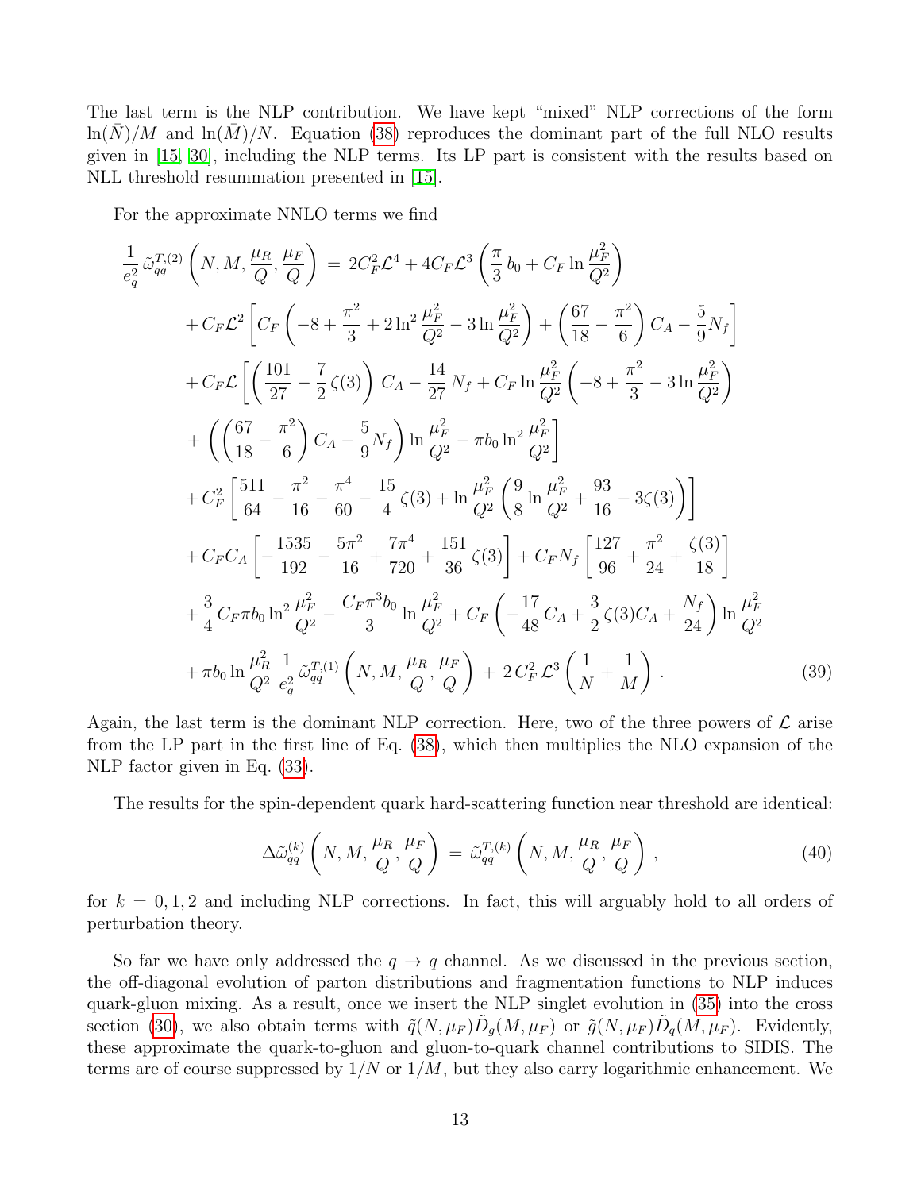The last term is the NLP contribution. We have kept "mixed" NLP corrections of the form $\ln(\bar{N})/M$ and $\ln(\bar{M})/N$. Equation (38) reproduces the dominant part of the full NLO results given in [15, 30], including the NLP terms. Its LP part is consistent with the results based on NLL threshold resummation presented in [15].

For the approximate NNLO terms we find

$$
\begin{aligned}
\frac{1}{e_q^2}\,\tilde{\omega}_{qq}^{T,(2)}\left(N,M,\frac{\mu_R}{Q},\frac{\mu_F}{Q}\right) \;=\;& 2C_F^2\mathcal{L}^4 + 4C_F\mathcal{L}^3\left(\frac{\pi}{3}\,b_0 + C_F\ln\frac{\mu_F^2}{Q^2}\right)\\
&+ C_F\mathcal{L}^2\left[C_F\left(-8+\frac{\pi^2}{3}+2\ln^2\frac{\mu_F^2}{Q^2}-3\ln\frac{\mu_F^2}{Q^2}\right)+\left(\frac{67}{18}-\frac{\pi^2}{6}\right)C_A-\frac{5}{9}N_f\right]\\
&+ C_F\mathcal{L}\left[\left(\frac{101}{27}-\frac{7}{2}\,\zeta(3)\right)C_A-\frac{14}{27}\,N_f+C_F\ln\frac{\mu_F^2}{Q^2}\left(-8+\frac{\pi^2}{3}-3\ln\frac{\mu_F^2}{Q^2}\right)\right.\\
&\left.+\left(\left(\frac{67}{18}-\frac{\pi^2}{6}\right)C_A-\frac{5}{9}N_f\right)\ln\frac{\mu_F^2}{Q^2}-\pi b_0\ln^2\frac{\mu_F^2}{Q^2}\right]\\
&+ C_F^2\left[\frac{511}{64}-\frac{\pi^2}{16}-\frac{\pi^4}{60}-\frac{15}{4}\,\zeta(3)+\ln\frac{\mu_F^2}{Q^2}\left(\frac{9}{8}\ln\frac{\mu_F^2}{Q^2}+\frac{93}{16}-3\zeta(3)\right)\right]\\
&+ C_FC_A\left[-\frac{1535}{192}-\frac{5\pi^2}{16}+\frac{7\pi^4}{720}+\frac{151}{36}\,\zeta(3)\right]+C_FN_f\left[\frac{127}{96}+\frac{\pi^2}{24}+\frac{\zeta(3)}{18}\right]\\
&+ \frac{3}{4}\,C_F\pi b_0\ln^2\frac{\mu_F^2}{Q^2}-\frac{C_F\pi^3 b_0}{3}\ln\frac{\mu_F^2}{Q^2}+C_F\left(-\frac{17}{48}\,C_A+\frac{3}{2}\,\zeta(3)C_A+\frac{N_f}{24}\right)\ln\frac{\mu_F^2}{Q^2}\\
&+ \pi b_0\ln\frac{\mu_R^2}{Q^2}\;\frac{1}{e_q^2}\,\tilde{\omega}_{qq}^{T,(1)}\left(N,M,\frac{\mu_R}{Q},\frac{\mu_F}{Q}\right)\;+\;2\,C_F^2\,\mathcal{L}^3\left(\frac{1}{N}+\frac{1}{M}\right).
\end{aligned}
\tag{39}
$$

Again, the last term is the dominant NLP correction. Here, two of the three powers of $\mathcal{L}$ arise from the LP part in the first line of Eq. (38), which then multiplies the NLO expansion of the NLP factor given in Eq. (33).

The results for the spin-dependent quark hard-scattering function near threshold are identical:

$$
\Delta\tilde{\omega}_{qq}^{(k)}\left(N,M,\frac{\mu_R}{Q},\frac{\mu_F}{Q}\right) \;=\; \tilde{\omega}_{qq}^{T,(k)}\left(N,M,\frac{\mu_R}{Q},\frac{\mu_F}{Q}\right), \tag{40}
$$

for $k = 0, 1, 2$ and including NLP corrections. In fact, this will arguably hold to all orders of perturbation theory.

So far we have only addressed the $q \to q$ channel. As we discussed in the previous section, the off-diagonal evolution of parton distributions and fragmentation functions to NLP induces quark-gluon mixing. As a result, once we insert the NLP singlet evolution in (35) into the cross section (30), we also obtain terms with $\tilde{q}(N,\mu_F)\tilde{D}_g(M,\mu_F)$ or $\tilde{g}(N,\mu_F)\tilde{D}_q(M,\mu_F)$. Evidently, these approximate the quark-to-gluon and gluon-to-quark channel contributions to SIDIS. The terms are of course suppressed by $1/N$ or $1/M$, but they also carry logarithmic enhancement. We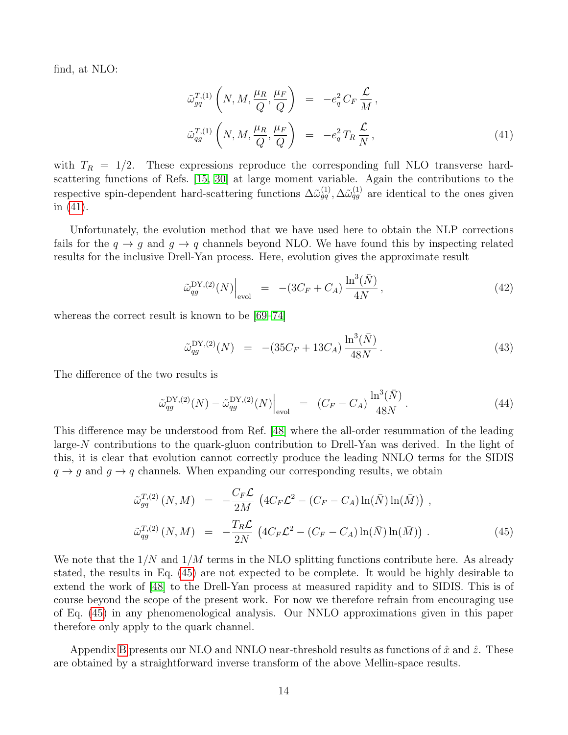find, at NLO:

$$
\begin{aligned}
\tilde{\omega}_{gq}^{T,(1)}\left(N, M, \frac{\mu_R}{Q}, \frac{\mu_F}{Q}\right) &= -e_q^2\, C_F\, \frac{\mathcal{L}}{M}\,, \\
\tilde{\omega}_{qg}^{T,(1)}\left(N, M, \frac{\mu_R}{Q}, \frac{\mu_F}{Q}\right) &= -e_q^2\, T_R\, \frac{\mathcal{L}}{N}\,,
\end{aligned}
\tag{41}
$$

with $T_R = 1/2$. These expressions reproduce the corresponding full NLO transverse hard-scattering functions of Refs. [15, 30] at large moment variable. Again the contributions to the respective spin-dependent hard-scattering functions $\Delta\tilde{\omega}_{gq}^{(1)}, \Delta\tilde{\omega}_{qg}^{(1)}$ are identical to the ones given in (41).

Unfortunately, the evolution method that we have used here to obtain the NLP corrections fails for the $q \to g$ and $g \to q$ channels beyond NLO. We have found this by inspecting related results for the inclusive Drell-Yan process. Here, evolution gives the approximate result

$$
\tilde{\omega}_{qg}^{\mathrm{DY},(2)}(N)\Big|_{\mathrm{evol}} = -(3C_F + C_A)\,\frac{\ln^3(\bar{N})}{4N}\,, \tag{42}
$$

whereas the correct result is known to be [69–74]

$$
\tilde{\omega}_{qg}^{\mathrm{DY},(2)}(N) = -(35C_F + 13C_A)\,\frac{\ln^3(\bar{N})}{48N}\,. \tag{43}
$$

The difference of the two results is

$$
\tilde{\omega}_{qg}^{\mathrm{DY},(2)}(N) - \tilde{\omega}_{qg}^{\mathrm{DY},(2)}(N)\Big|_{\mathrm{evol}} = (C_F - C_A)\,\frac{\ln^3(\bar{N})}{48N}\,. \tag{44}
$$

This difference may be understood from Ref. [48] where the all-order resummation of the leading large-$N$ contributions to the quark-gluon contribution to Drell-Yan was derived. In the light of this, it is clear that evolution cannot correctly produce the leading NNLO terms for the SIDIS $q \to g$ and $g \to q$ channels. When expanding our corresponding results, we obtain

$$
\begin{aligned}
\tilde{\omega}_{gq}^{T,(2)}(N, M) &= -\frac{C_F\mathcal{L}}{2M}\left(4C_F\mathcal{L}^2 - (C_F - C_A)\ln(\bar{N})\ln(\bar{M})\right)\,, \\
\tilde{\omega}_{qg}^{T,(2)}(N, M) &= -\frac{T_R\mathcal{L}}{2N}\left(4C_F\mathcal{L}^2 - (C_F - C_A)\ln(\bar{N})\ln(\bar{M})\right)\,.
\end{aligned}
\tag{45}
$$

We note that the $1/N$ and $1/M$ terms in the NLO splitting functions contribute here. As already stated, the results in Eq. (45) are not expected to be complete. It would be highly desirable to extend the work of [48] to the Drell-Yan process at measured rapidity and to SIDIS. This is of course beyond the scope of the present work. For now we therefore refrain from encouraging use of Eq. (45) in any phenomenological analysis. Our NNLO approximations given in this paper therefore only apply to the quark channel.

Appendix B presents our NLO and NNLO near-threshold results as functions of $\hat{x}$ and $\hat{z}$. These are obtained by a straightforward inverse transform of the above Mellin-space results.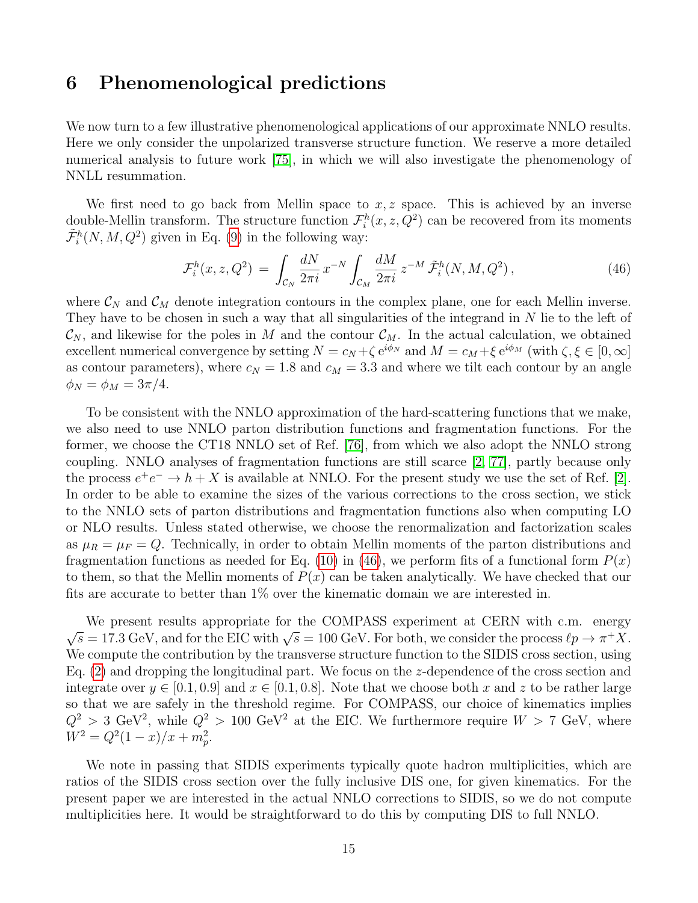# 6 Phenomenological predictions

We now turn to a few illustrative phenomenological applications of our approximate NNLO results. Here we only consider the unpolarized transverse structure function. We reserve a more detailed numerical analysis to future work [75], in which we will also investigate the phenomenology of NNLL resummation.

We first need to go back from Mellin space to $x, z$ space. This is achieved by an inverse double-Mellin transform. The structure function $\mathcal{F}_i^h(x, z, Q^2)$ can be recovered from its moments $\tilde{\mathcal{F}}_i^h(N, M, Q^2)$ given in Eq. (9) in the following way:

$$\mathcal{F}_i^h(x, z, Q^2) = \int_{\mathcal{C}_N} \frac{dN}{2\pi i}\, x^{-N} \int_{\mathcal{C}_M} \frac{dM}{2\pi i}\, z^{-M}\, \tilde{\mathcal{F}}_i^h(N, M, Q^2)\,, \tag{46}$$

where $\mathcal{C}_N$ and $\mathcal{C}_M$ denote integration contours in the complex plane, one for each Mellin inverse. They have to be chosen in such a way that all singularities of the integrand in $N$ lie to the left of $\mathcal{C}_N$, and likewise for the poles in $M$ and the contour $\mathcal{C}_M$. In the actual calculation, we obtained excellent numerical convergence by setting $N = c_N + \zeta\, e^{i\phi_N}$ and $M = c_M + \xi\, e^{i\phi_M}$ (with $\zeta, \xi \in [0, \infty]$ as contour parameters), where $c_N = 1.8$ and $c_M = 3.3$ and where we tilt each contour by an angle $\phi_N = \phi_M = 3\pi/4$.

To be consistent with the NNLO approximation of the hard-scattering functions that we make, we also need to use NNLO parton distribution functions and fragmentation functions. For the former, we choose the CT18 NNLO set of Ref. [76], from which we also adopt the NNLO strong coupling. NNLO analyses of fragmentation functions are still scarce [2, 77], partly because only the process $e^+e^- \to h + X$ is available at NNLO. For the present study we use the set of Ref. [2]. In order to be able to examine the sizes of the various corrections to the cross section, we stick to the NNLO sets of parton distributions and fragmentation functions also when computing LO or NLO results. Unless stated otherwise, we choose the renormalization and factorization scales as $\mu_R = \mu_F = Q$. Technically, in order to obtain Mellin moments of the parton distributions and fragmentation functions as needed for Eq. (10) in (46), we perform fits of a functional form $P(x)$ to them, so that the Mellin moments of $P(x)$ can be taken analytically. We have checked that our fits are accurate to better than 1% over the kinematic domain we are interested in.

We present results appropriate for the COMPASS experiment at CERN with c.m. energy $\sqrt{s} = 17.3$ GeV, and for the EIC with $\sqrt{s} = 100$ GeV. For both, we consider the process $\ell p \to \pi^+ X$. We compute the contribution by the transverse structure function to the SIDIS cross section, using Eq. (2) and dropping the longitudinal part. We focus on the $z$-dependence of the cross section and integrate over $y \in [0.1, 0.9]$ and $x \in [0.1, 0.8]$. Note that we choose both $x$ and $z$ to be rather large so that we are safely in the threshold regime. For COMPASS, our choice of kinematics implies $Q^2 > 3$ GeV$^2$, while $Q^2 > 100$ GeV$^2$ at the EIC. We furthermore require $W > 7$ GeV, where $W^2 = Q^2(1-x)/x + m_p^2$.

We note in passing that SIDIS experiments typically quote hadron multiplicities, which are ratios of the SIDIS cross section over the fully inclusive DIS one, for given kinematics. For the present paper we are interested in the actual NNLO corrections to SIDIS, so we do not compute multiplicities here. It would be straightforward to do this by computing DIS to full NNLO.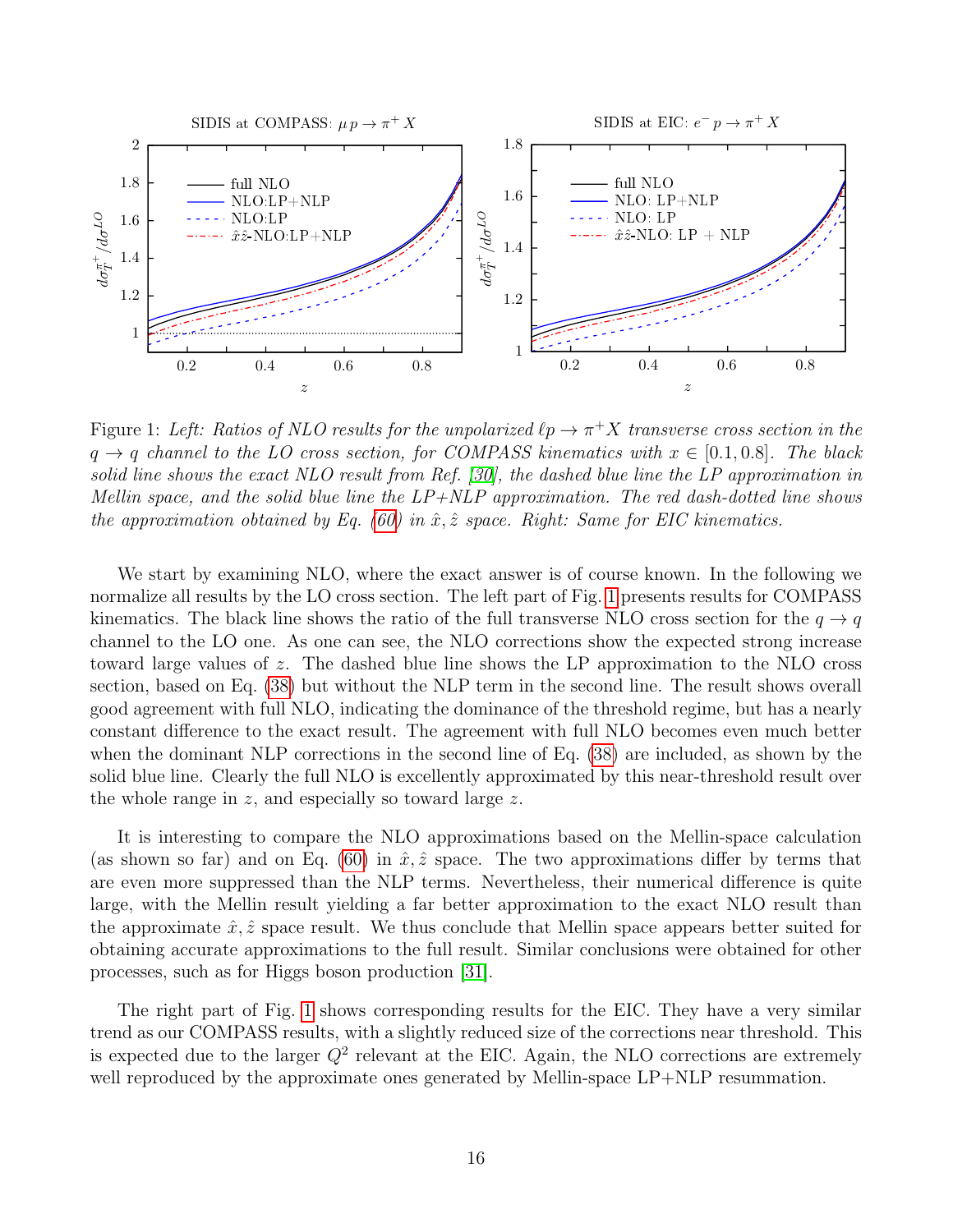Figure 1: *Left: Ratios of NLO results for the unpolarized $\ell p \to \pi^+ X$ transverse cross section in the $q \to q$ channel to the LO cross section, for COMPASS kinematics with $x \in [0.1, 0.8]$. The black solid line shows the exact NLO result from Ref. [30], the dashed blue line the LP approximation in Mellin space, and the solid blue line the LP+NLP approximation. The red dash-dotted line shows the approximation obtained by Eq. (60) in $\hat{x}, \hat{z}$ space. Right: Same for EIC kinematics.*

We start by examining NLO, where the exact answer is of course known. In the following we normalize all results by the LO cross section. The left part of Fig. 1 presents results for COMPASS kinematics. The black line shows the ratio of the full transverse NLO cross section for the $q \to q$ channel to the LO one. As one can see, the NLO corrections show the expected strong increase toward large values of $z$. The dashed blue line shows the LP approximation to the NLO cross section, based on Eq. (38) but without the NLP term in the second line. The result shows overall good agreement with full NLO, indicating the dominance of the threshold regime, but has a nearly constant difference to the exact result. The agreement with full NLO becomes even much better when the dominant NLP corrections in the second line of Eq. (38) are included, as shown by the solid blue line. Clearly the full NLO is excellently approximated by this near-threshold result over the whole range in $z$, and especially so toward large $z$.

It is interesting to compare the NLO approximations based on the Mellin-space calculation (as shown so far) and on Eq. (60) in $\hat{x}, \hat{z}$ space. The two approximations differ by terms that are even more suppressed than the NLP terms. Nevertheless, their numerical difference is quite large, with the Mellin result yielding a far better approximation to the exact NLO result than the approximate $\hat{x}, \hat{z}$ space result. We thus conclude that Mellin space appears better suited for obtaining accurate approximations to the full result. Similar conclusions were obtained for other processes, such as for Higgs boson production [31].

The right part of Fig. 1 shows corresponding results for the EIC. They have a very similar trend as our COMPASS results, with a slightly reduced size of the corrections near threshold. This is expected due to the larger $Q^2$ relevant at the EIC. Again, the NLO corrections are extremely well reproduced by the approximate ones generated by Mellin-space LP+NLP resummation.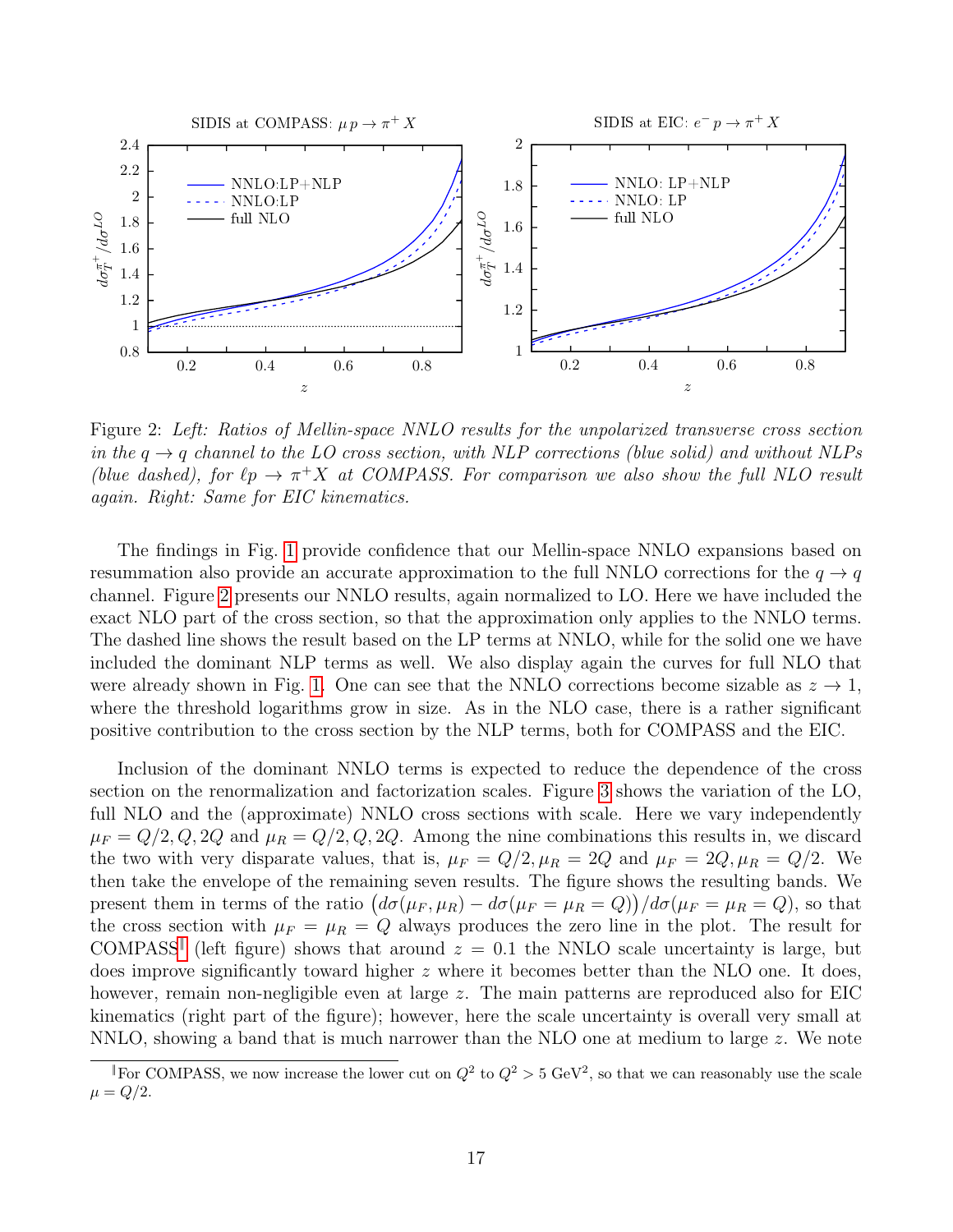Figure 2: *Left: Ratios of Mellin-space NNLO results for the unpolarized transverse cross section in the $q \to q$ channel to the LO cross section, with NLP corrections (blue solid) and without NLPs (blue dashed), for $\ell p \to \pi^+ X$ at COMPASS. For comparison we also show the full NLO result again. Right: Same for EIC kinematics.*

The findings in Fig. 1 provide confidence that our Mellin-space NNLO expansions based on resummation also provide an accurate approximation to the full NNLO corrections for the $q \to q$ channel. Figure 2 presents our NNLO results, again normalized to LO. Here we have included the exact NLO part of the cross section, so that the approximation only applies to the NNLO terms. The dashed line shows the result based on the LP terms at NNLO, while for the solid one we have included the dominant NLP terms as well. We also display again the curves for full NLO that were already shown in Fig. 1. One can see that the NNLO corrections become sizable as $z \to 1$, where the threshold logarithms grow in size. As in the NLO case, there is a rather significant positive contribution to the cross section by the NLP terms, both for COMPASS and the EIC.

Inclusion of the dominant NNLO terms is expected to reduce the dependence of the cross section on the renormalization and factorization scales. Figure 3 shows the variation of the LO, full NLO and the (approximate) NNLO cross sections with scale. Here we vary independently $\mu_F = Q/2, Q, 2Q$ and $\mu_R = Q/2, Q, 2Q$. Among the nine combinations this results in, we discard the two with very disparate values, that is, $\mu_F = Q/2, \mu_R = 2Q$ and $\mu_F = 2Q, \mu_R = Q/2$. We then take the envelope of the remaining seven results. The figure shows the resulting bands. We present them in terms of the ratio $\big(d\sigma(\mu_F, \mu_R) - d\sigma(\mu_F = \mu_R = Q)\big)/d\sigma(\mu_F = \mu_R = Q)$, so that the cross section with $\mu_F = \mu_R = Q$ always produces the zero line in the plot. The result for COMPASS[‖] (left figure) shows that around $z = 0.1$ the NNLO scale uncertainty is large, but does improve significantly toward higher $z$ where it becomes better than the NLO one. It does, however, remain non-negligible even at large $z$. The main patterns are reproduced also for EIC kinematics (right part of the figure); however, here the scale uncertainty is overall very small at NNLO, showing a band that is much narrower than the NLO one at medium to large $z$. We note

[‖] For COMPASS, we now increase the lower cut on $Q^2$ to $Q^2 > 5$ GeV$^2$, so that we can reasonably use the scale $\mu = Q/2$.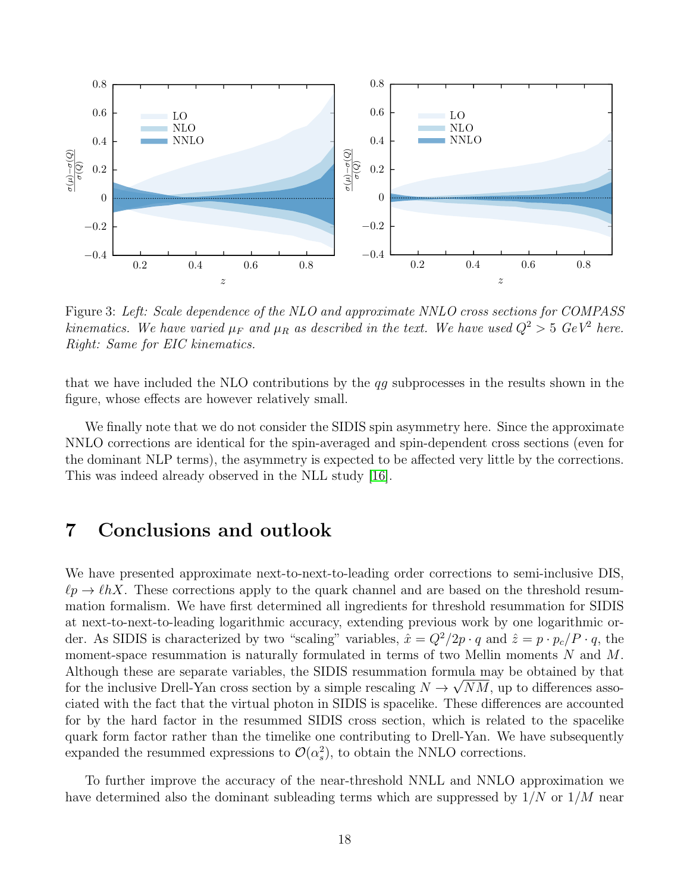Figure 3: *Left: Scale dependence of the NLO and approximate NNLO cross sections for COMPASS kinematics. We have varied $\mu_F$ and $\mu_R$ as described in the text. We have used $Q^2 > 5$ GeV$^2$ here. Right: Same for EIC kinematics.*

that we have included the NLO contributions by the $qg$ subprocesses in the results shown in the figure, whose effects are however relatively small.

We finally note that we do not consider the SIDIS spin asymmetry here. Since the approximate NNLO corrections are identical for the spin-averaged and spin-dependent cross sections (even for the dominant NLP terms), the asymmetry is expected to be affected very little by the corrections. This was indeed already observed in the NLL study [16].

# 7 Conclusions and outlook

We have presented approximate next-to-next-to-leading order corrections to semi-inclusive DIS, $\ell p \to \ell h X$. These corrections apply to the quark channel and are based on the threshold resummation formalism. We have first determined all ingredients for threshold resummation for SIDIS at next-to-next-to-leading logarithmic accuracy, extending previous work by one logarithmic order. As SIDIS is characterized by two "scaling" variables, $\hat{x} = Q^2/2p \cdot q$ and $\hat{z} = p \cdot p_c/P \cdot q$, the moment-space resummation is naturally formulated in terms of two Mellin moments $N$ and $M$. Although these are separate variables, the SIDIS resummation formula may be obtained by that for the inclusive Drell-Yan cross section by a simple rescaling $N \to \sqrt{NM}$, up to differences associated with the fact that the virtual photon in SIDIS is spacelike. These differences are accounted for by the hard factor in the resummed SIDIS cross section, which is related to the spacelike quark form factor rather than the timelike one contributing to Drell-Yan. We have subsequently expanded the resummed expressions to $\mathcal{O}(\alpha_s^2)$, to obtain the NNLO corrections.

To further improve the accuracy of the near-threshold NNLL and NNLO approximation we have determined also the dominant subleading terms which are suppressed by $1/N$ or $1/M$ near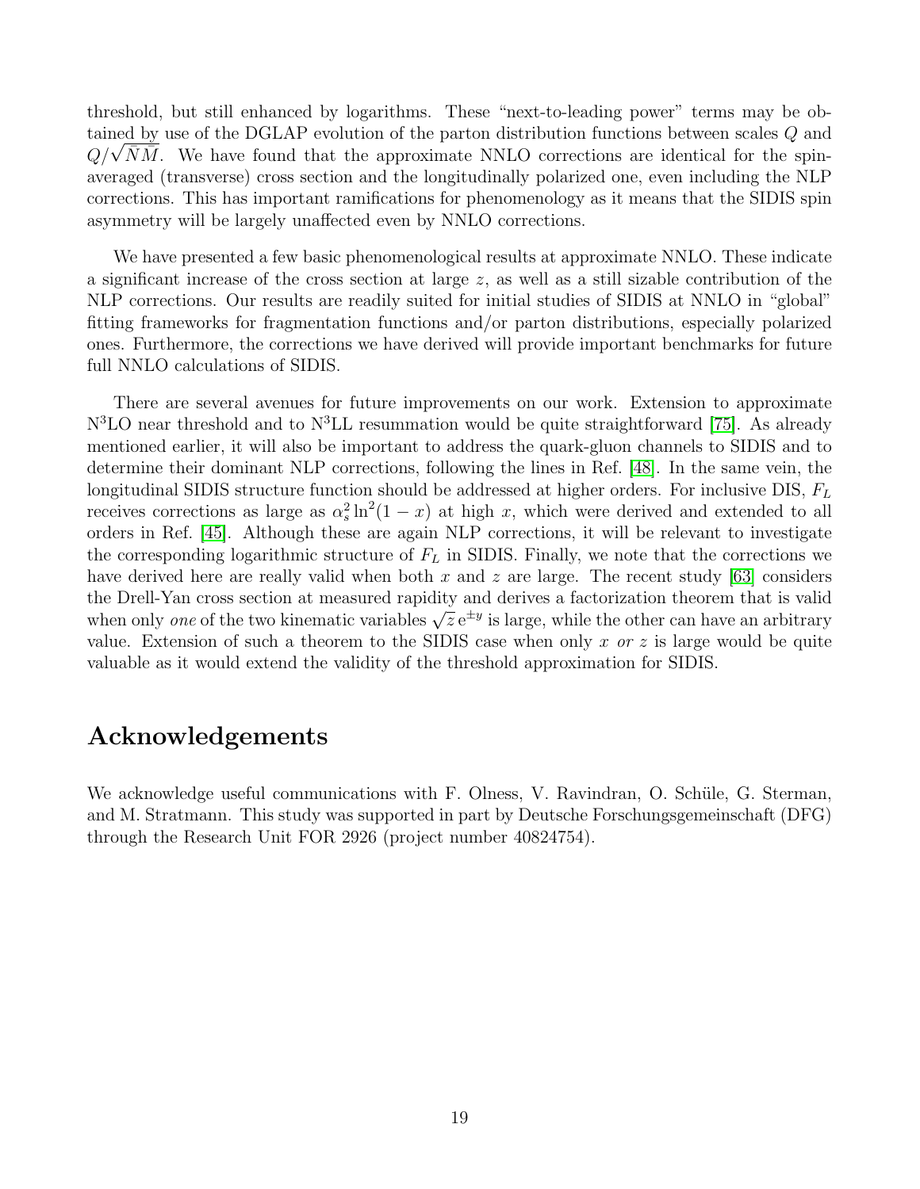threshold, but still enhanced by logarithms. These "next-to-leading power" terms may be obtained by use of the DGLAP evolution of the parton distribution functions between scales $Q$ and $Q/\sqrt{\bar{N}\bar{M}}$. We have found that the approximate NNLO corrections are identical for the spin-averaged (transverse) cross section and the longitudinally polarized one, even including the NLP corrections. This has important ramifications for phenomenology as it means that the SIDIS spin asymmetry will be largely unaffected even by NNLO corrections.

We have presented a few basic phenomenological results at approximate NNLO. These indicate a significant increase of the cross section at large $z$, as well as a still sizable contribution of the NLP corrections. Our results are readily suited for initial studies of SIDIS at NNLO in "global" fitting frameworks for fragmentation functions and/or parton distributions, especially polarized ones. Furthermore, the corrections we have derived will provide important benchmarks for future full NNLO calculations of SIDIS.

There are several avenues for future improvements on our work. Extension to approximate N$^3$LO near threshold and to N$^3$LL resummation would be quite straightforward [75]. As already mentioned earlier, it will also be important to address the quark-gluon channels to SIDIS and to determine their dominant NLP corrections, following the lines in Ref. [48]. In the same vein, the longitudinal SIDIS structure function should be addressed at higher orders. For inclusive DIS, $F_L$ receives corrections as large as $\alpha_s^2 \ln^2(1-x)$ at high $x$, which were derived and extended to all orders in Ref. [45]. Although these are again NLP corrections, it will be relevant to investigate the corresponding logarithmic structure of $F_L$ in SIDIS. Finally, we note that the corrections we have derived here are really valid when both $x$ and $z$ are large. The recent study [63] considers the Drell-Yan cross section at measured rapidity and derives a factorization theorem that is valid when only *one* of the two kinematic variables $\sqrt{z}\,\mathrm{e}^{\pm y}$ is large, while the other can have an arbitrary value. Extension of such a theorem to the SIDIS case when only $x$ *or* $z$ is large would be quite valuable as it would extend the validity of the threshold approximation for SIDIS.

## Acknowledgements

We acknowledge useful communications with F. Olness, V. Ravindran, O. Schüle, G. Sterman, and M. Stratmann. This study was supported in part by Deutsche Forschungsgemeinschaft (DFG) through the Research Unit FOR 2926 (project number 40824754).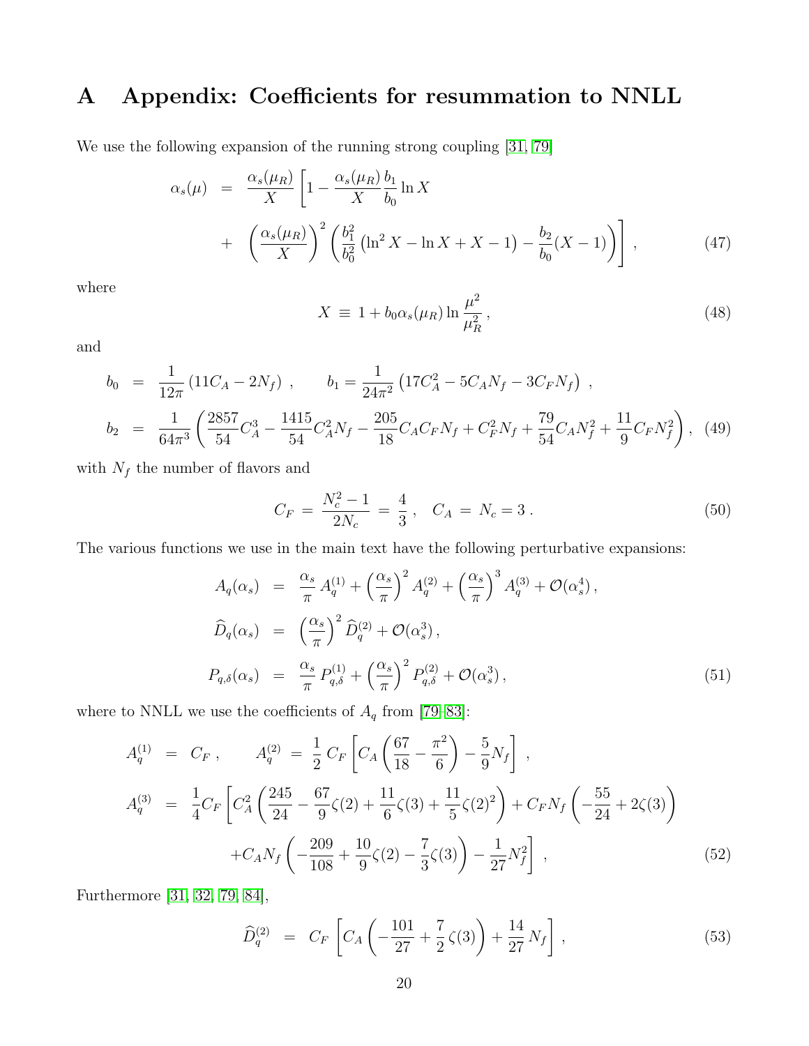# A Appendix: Coefficients for resummation to NNLL

We use the following expansion of the running strong coupling [31, 79]

$$
\begin{aligned}
\alpha_s(\mu) &= \frac{\alpha_s(\mu_R)}{X}\left[1 - \frac{\alpha_s(\mu_R)}{X}\frac{b_1}{b_0}\ln X \right. \\
&+ \left. \left(\frac{\alpha_s(\mu_R)}{X}\right)^2 \left(\frac{b_1^2}{b_0^2}\left(\ln^2 X - \ln X + X - 1\right) - \frac{b_2}{b_0}(X-1)\right)\right], \qquad (47)
\end{aligned}
$$

where

$$
X \equiv 1 + b_0 \alpha_s(\mu_R) \ln \frac{\mu^2}{\mu_R^2}, \qquad (48)
$$

and

$$
\begin{aligned}
b_0 &= \frac{1}{12\pi}\left(11 C_A - 2N_f\right), \qquad b_1 = \frac{1}{24\pi^2}\left(17C_A^2 - 5C_A N_f - 3C_F N_f\right), \\
b_2 &= \frac{1}{64\pi^3}\left(\frac{2857}{54}C_A^3 - \frac{1415}{54}C_A^2 N_f - \frac{205}{18}C_A C_F N_f + C_F^2 N_f + \frac{79}{54}C_A N_f^2 + \frac{11}{9}C_F N_f^2\right), \qquad (49)
\end{aligned}
$$

with $N_f$ the number of flavors and

$$
C_F = \frac{N_c^2 - 1}{2N_c} = \frac{4}{3}, \quad C_A = N_c = 3. \qquad (50)
$$

The various functions we use in the main text have the following perturbative expansions:

$$
\begin{aligned}
A_q(\alpha_s) &= \frac{\alpha_s}{\pi} A_q^{(1)} + \left(\frac{\alpha_s}{\pi}\right)^2 A_q^{(2)} + \left(\frac{\alpha_s}{\pi}\right)^3 A_q^{(3)} + \mathcal{O}(\alpha_s^4), \\
\widehat{D}_q(\alpha_s) &= \left(\frac{\alpha_s}{\pi}\right)^2 \widehat{D}_q^{(2)} + \mathcal{O}(\alpha_s^3), \\
P_{q,\delta}(\alpha_s) &= \frac{\alpha_s}{\pi} P_{q,\delta}^{(1)} + \left(\frac{\alpha_s}{\pi}\right)^2 P_{q,\delta}^{(2)} + \mathcal{O}(\alpha_s^3), \qquad (51)
\end{aligned}
$$

where to NNLL we use the coefficients of $A_q$ from [79–83]:

$$
\begin{aligned}
A_q^{(1)} &= C_F, \qquad A_q^{(2)} = \frac{1}{2} C_F \left[C_A\left(\frac{67}{18} - \frac{\pi^2}{6}\right) - \frac{5}{9}N_f\right], \\
A_q^{(3)} &= \frac{1}{4} C_F \left[C_A^2\left(\frac{245}{24} - \frac{67}{9}\zeta(2) + \frac{11}{6}\zeta(3) + \frac{11}{5}\zeta(2)^2\right) + C_F N_f \left(-\frac{55}{24} + 2\zeta(3)\right) \right. \\
&\left. + C_A N_f \left(-\frac{209}{108} + \frac{10}{9}\zeta(2) - \frac{7}{3}\zeta(3)\right) - \frac{1}{27}N_f^2\right], \qquad (52)
\end{aligned}
$$

Furthermore [31, 32, 79, 84],

$$
\widehat{D}_q^{(2)} = C_F \left[C_A\left(-\frac{101}{27} + \frac{7}{2}\zeta(3)\right) + \frac{14}{27}N_f\right], \qquad (53)
$$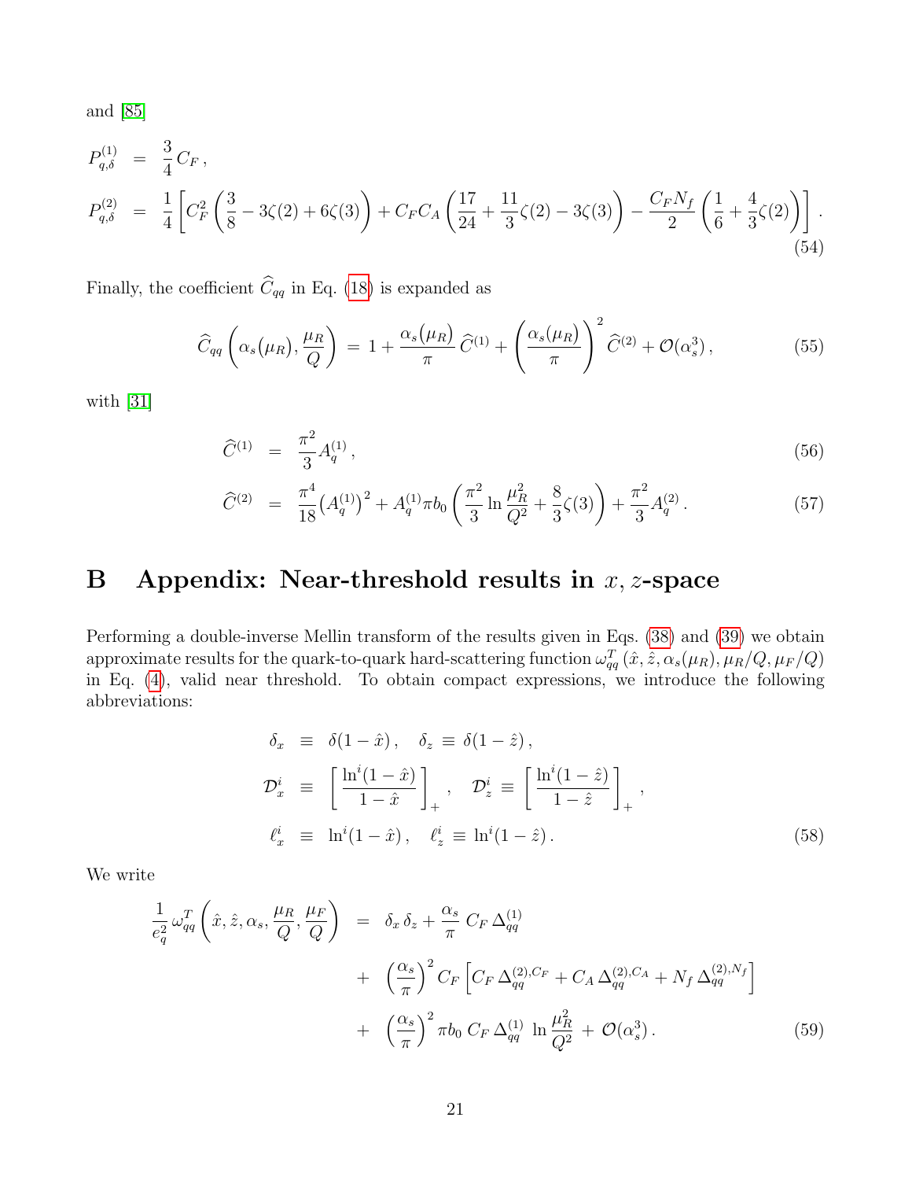and [85]

$$
\begin{aligned}
P_{q,\delta}^{(1)} &= \frac{3}{4}\,C_F\,, \\
P_{q,\delta}^{(2)} &= \frac{1}{4}\left[C_F^2\left(\frac{3}{8}-3\zeta(2)+6\zeta(3)\right)+C_FC_A\left(\frac{17}{24}+\frac{11}{3}\zeta(2)-3\zeta(3)\right)-\frac{C_FN_f}{2}\left(\frac{1}{6}+\frac{4}{3}\zeta(2)\right)\right].
\end{aligned} \tag{54}
$$

Finally, the coefficient $\widehat{C}_{qq}$ in Eq. (18) is expanded as

$$
\widehat{C}_{qq}\left(\alpha_s(\mu_R),\frac{\mu_R}{Q}\right) \,=\, 1+\frac{\alpha_s(\mu_R)}{\pi}\,\widehat{C}^{(1)}+\left(\frac{\alpha_s(\mu_R)}{\pi}\right)^2\widehat{C}^{(2)}+\mathcal{O}(\alpha_s^3)\,, \tag{55}
$$

with [31]

$$
\widehat{C}^{(1)} \;=\; \frac{\pi^2}{3}A_q^{(1)}\,, \tag{56}
$$

$$
\widehat{C}^{(2)} \;=\; \frac{\pi^4}{18}\big(A_q^{(1)}\big)^2+A_q^{(1)}\pi b_0\left(\frac{\pi^2}{3}\ln\frac{\mu_R^2}{Q^2}+\frac{8}{3}\zeta(3)\right)+\frac{\pi^2}{3}A_q^{(2)}\,. \tag{57}
$$

# B Appendix: Near-threshold results in $x,z$-space

Performing a double-inverse Mellin transform of the results given in Eqs. (38) and (39) we obtain approximate results for the quark-to-quark hard-scattering function $\omega_{qq}^T(\hat{x},\hat{z},\alpha_s(\mu_R),\mu_R/Q,\mu_F/Q)$ in Eq. (4), valid near threshold. To obtain compact expressions, we introduce the following abbreviations:

$$
\begin{aligned}
\delta_x &\equiv \delta(1-\hat{x})\,, \quad \delta_z \equiv \delta(1-\hat{z})\,, \\
\mathcal{D}_x^i &\equiv \left[\frac{\ln^i(1-\hat{x})}{1-\hat{x}}\right]_+\,, \quad \mathcal{D}_z^i \equiv \left[\frac{\ln^i(1-\hat{z})}{1-\hat{z}}\right]_+\,, \\
\ell_x^i &\equiv \ln^i(1-\hat{x})\,, \quad \ell_z^i \equiv \ln^i(1-\hat{z})\,.
\end{aligned} \tag{58}
$$

We write

$$
\begin{aligned}
\frac{1}{e_q^2}\,\omega_{qq}^T\left(\hat{x},\hat{z},\alpha_s,\frac{\mu_R}{Q},\frac{\mu_F}{Q}\right) &= \delta_x\,\delta_z+\frac{\alpha_s}{\pi}\,C_F\,\Delta_{qq}^{(1)} \\
&+ \left(\frac{\alpha_s}{\pi}\right)^2 C_F\left[C_F\,\Delta_{qq}^{(2),C_F}+C_A\,\Delta_{qq}^{(2),C_A}+N_f\,\Delta_{qq}^{(2),N_f}\right] \\
&+ \left(\frac{\alpha_s}{\pi}\right)^2\pi b_0\,C_F\,\Delta_{qq}^{(1)}\,\ln\frac{\mu_R^2}{Q^2}\,+\,\mathcal{O}(\alpha_s^3)\,.
\end{aligned} \tag{59}
$$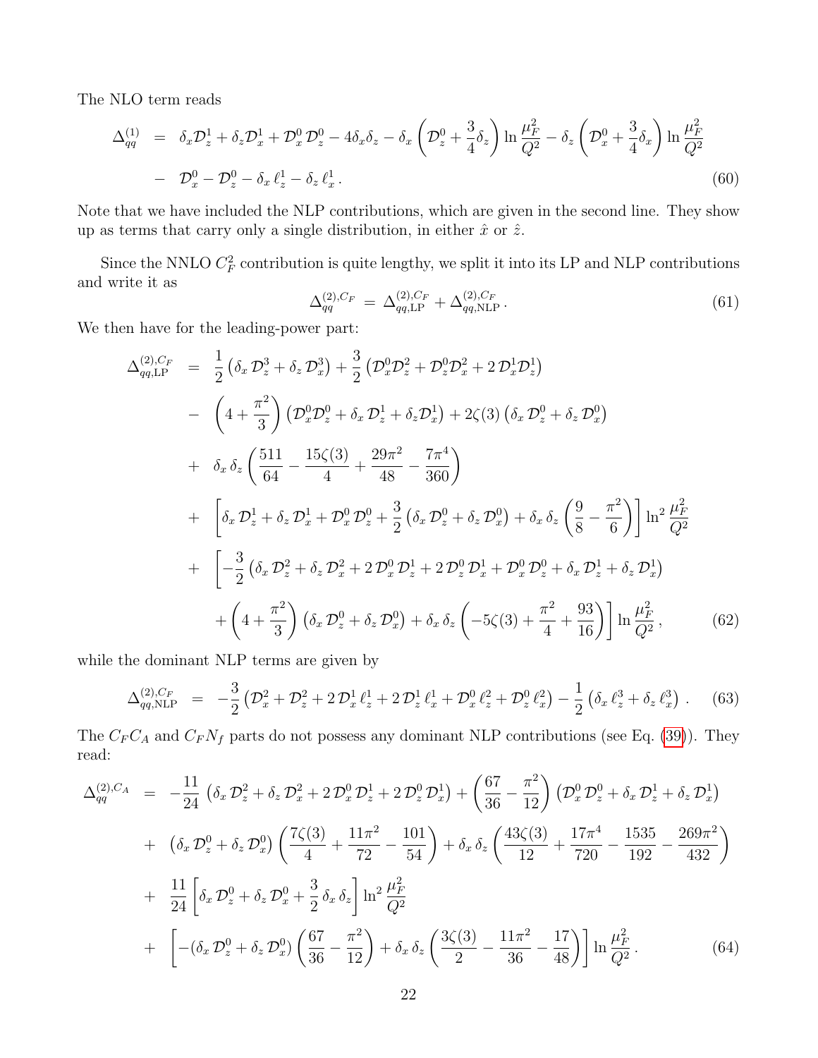The NLO term reads

$$
\begin{aligned}
\Delta_{qq}^{(1)} &= \delta_x \mathcal{D}_z^1 + \delta_z \mathcal{D}_x^1 + \mathcal{D}_x^0 \, \mathcal{D}_z^0 - 4\delta_x \delta_z - \delta_x \left( \mathcal{D}_z^0 + \frac{3}{4}\delta_z \right) \ln \frac{\mu_F^2}{Q^2} - \delta_z \left( \mathcal{D}_x^0 + \frac{3}{4}\delta_x \right) \ln \frac{\mu_F^2}{Q^2} \\
&- \mathcal{D}_x^0 - \mathcal{D}_z^0 - \delta_x \, \ell_z^1 - \delta_z \, \ell_x^1 \, .
\end{aligned} \tag{60}
$$

Note that we have included the NLP contributions, which are given in the second line. They show up as terms that carry only a single distribution, in either $\hat{x}$ or $\hat{z}$.

Since the NNLO $C_F^2$ contribution is quite lengthy, we split it into its LP and NLP contributions and write it as

$$
\Delta_{qq}^{(2),C_F} = \Delta_{qq,\mathrm{LP}}^{(2),C_F} + \Delta_{qq,\mathrm{NLP}}^{(2),C_F} \, . \tag{61}
$$

We then have for the leading-power part:

$$
\begin{aligned}
\Delta_{qq,\mathrm{LP}}^{(2),C_F} &= \frac{1}{2}\left( \delta_x \, \mathcal{D}_z^3 + \delta_z \, \mathcal{D}_x^3 \right) + \frac{3}{2}\left( \mathcal{D}_x^0 \mathcal{D}_z^2 + \mathcal{D}_z^0 \mathcal{D}_x^2 + 2\, \mathcal{D}_x^1 \mathcal{D}_z^1 \right) \\
&- \left( 4 + \frac{\pi^2}{3} \right) \left( \mathcal{D}_x^0 \mathcal{D}_z^0 + \delta_x \, \mathcal{D}_z^1 + \delta_z \mathcal{D}_x^1 \right) + 2\zeta(3) \left( \delta_x \, \mathcal{D}_z^0 + \delta_z \, \mathcal{D}_x^0 \right) \\
&+ \delta_x \, \delta_z \left( \frac{511}{64} - \frac{15\zeta(3)}{4} + \frac{29\pi^2}{48} - \frac{7\pi^4}{360} \right) \\
&+ \left[ \delta_x \, \mathcal{D}_z^1 + \delta_z \, \mathcal{D}_x^1 + \mathcal{D}_x^0 \, \mathcal{D}_z^0 + \frac{3}{2}\left( \delta_x \, \mathcal{D}_z^0 + \delta_z \, \mathcal{D}_x^0 \right) + \delta_x \, \delta_z \left( \frac{9}{8} - \frac{\pi^2}{6} \right) \right] \ln^2 \frac{\mu_F^2}{Q^2} \\
&+ \Bigg[ -\frac{3}{2}\left( \delta_x \, \mathcal{D}_z^2 + \delta_z \, \mathcal{D}_x^2 + 2\, \mathcal{D}_x^0 \, \mathcal{D}_z^1 + 2\, \mathcal{D}_z^0 \, \mathcal{D}_x^1 + \mathcal{D}_x^0 \, \mathcal{D}_z^0 + \delta_x \, \mathcal{D}_z^1 + \delta_z \, \mathcal{D}_x^1 \right) \\
&\quad + \left( 4 + \frac{\pi^2}{3} \right) \left( \delta_x \, \mathcal{D}_z^0 + \delta_z \, \mathcal{D}_x^0 \right) + \delta_x \, \delta_z \left( -5\zeta(3) + \frac{\pi^2}{4} + \frac{93}{16} \right) \Bigg] \ln \frac{\mu_F^2}{Q^2} \, ,
\end{aligned} \tag{62}
$$

while the dominant NLP terms are given by

$$
\Delta_{qq,\mathrm{NLP}}^{(2),C_F} = -\frac{3}{2}\left( \mathcal{D}_x^2 + \mathcal{D}_z^2 + 2\, \mathcal{D}_x^1 \, \ell_z^1 + 2\, \mathcal{D}_z^1 \, \ell_x^1 + \mathcal{D}_x^0 \, \ell_z^2 + \mathcal{D}_z^0 \, \ell_x^2 \right) - \frac{1}{2}\left( \delta_x \, \ell_z^3 + \delta_z \, \ell_x^3 \right) . \tag{63}
$$

The $C_F C_A$ and $C_F N_f$ parts do not possess any dominant NLP contributions (see Eq. (39)). They read:

$$
\begin{aligned}
\Delta_{qq}^{(2),C_A} &= -\frac{11}{24}\left( \delta_x \, \mathcal{D}_z^2 + \delta_z \, \mathcal{D}_x^2 + 2\, \mathcal{D}_x^0 \, \mathcal{D}_z^1 + 2\, \mathcal{D}_z^0 \, \mathcal{D}_x^1 \right) + \left( \frac{67}{36} - \frac{\pi^2}{12} \right) \left( \mathcal{D}_x^0 \, \mathcal{D}_z^0 + \delta_x \, \mathcal{D}_z^1 + \delta_z \, \mathcal{D}_x^1 \right) \\
&+ \left( \delta_x \, \mathcal{D}_z^0 + \delta_z \, \mathcal{D}_x^0 \right) \left( \frac{7\zeta(3)}{4} + \frac{11\pi^2}{72} - \frac{101}{54} \right) + \delta_x \, \delta_z \left( \frac{43\zeta(3)}{12} + \frac{17\pi^4}{720} - \frac{1535}{192} - \frac{269\pi^2}{432} \right) \\
&+ \frac{11}{24}\left[ \delta_x \, \mathcal{D}_z^0 + \delta_z \, \mathcal{D}_x^0 + \frac{3}{2}\, \delta_x \, \delta_z \right] \ln^2 \frac{\mu_F^2}{Q^2} \\
&+ \left[ -(\delta_x \, \mathcal{D}_z^0 + \delta_z \, \mathcal{D}_x^0) \left( \frac{67}{36} - \frac{\pi^2}{12} \right) + \delta_x \, \delta_z \left( \frac{3\zeta(3)}{2} - \frac{11\pi^2}{36} - \frac{17}{48} \right) \right] \ln \frac{\mu_F^2}{Q^2} \, .
\end{aligned} \tag{64}
$$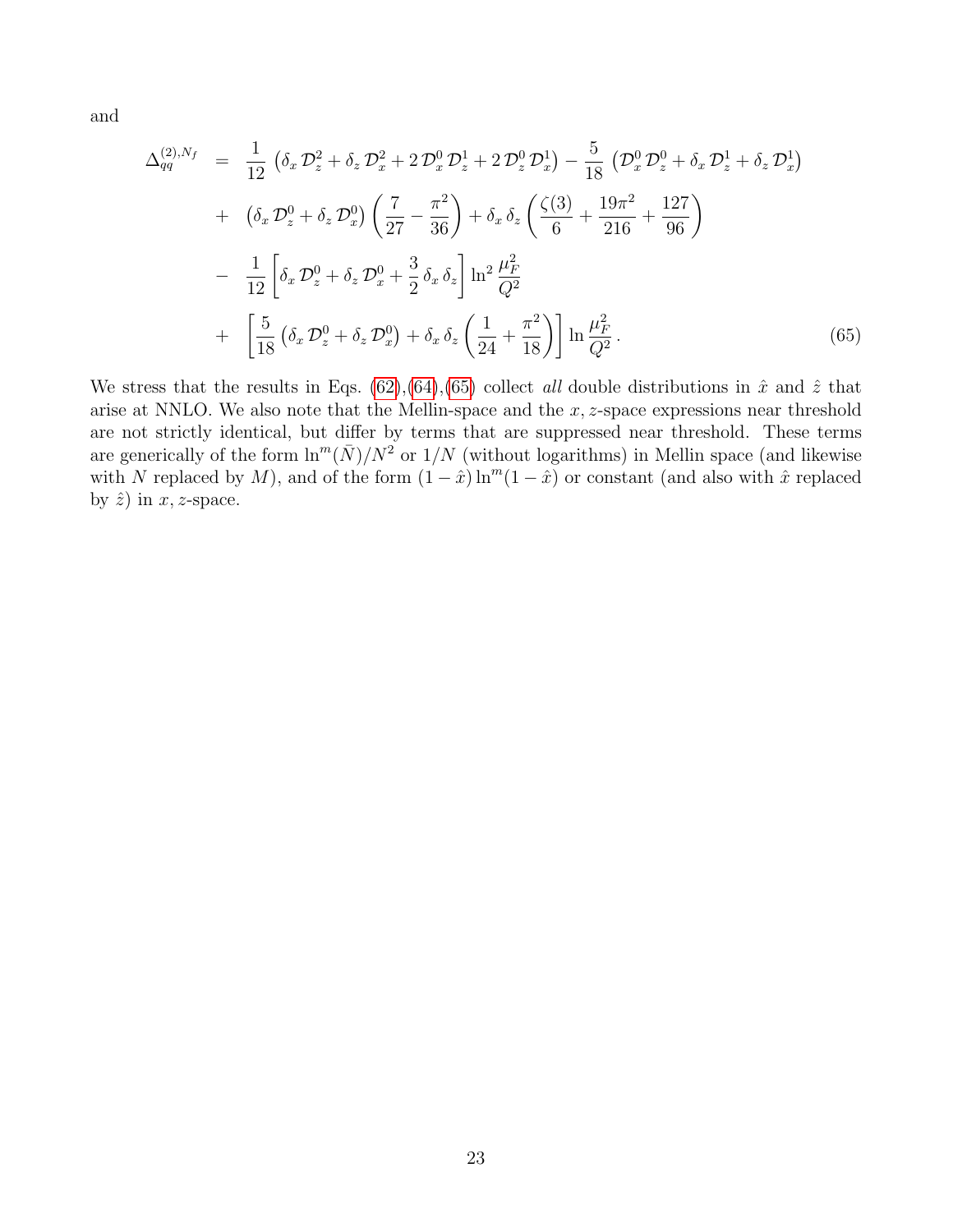and

$$
\begin{aligned}
\Delta_{qq}^{(2),N_f} \;=\;& \frac{1}{12}\left(\delta_x\,\mathcal{D}_z^2 + \delta_z\,\mathcal{D}_x^2 + 2\,\mathcal{D}_x^0\,\mathcal{D}_z^1 + 2\,\mathcal{D}_z^0\,\mathcal{D}_x^1\right) - \frac{5}{18}\left(\mathcal{D}_x^0\,\mathcal{D}_z^0 + \delta_x\,\mathcal{D}_z^1 + \delta_z\,\mathcal{D}_x^1\right) \\
&+ \left(\delta_x\,\mathcal{D}_z^0 + \delta_z\,\mathcal{D}_x^0\right)\left(\frac{7}{27} - \frac{\pi^2}{36}\right) + \delta_x\,\delta_z\left(\frac{\zeta(3)}{6} + \frac{19\pi^2}{216} + \frac{127}{96}\right) \\
&- \frac{1}{12}\left[\delta_x\,\mathcal{D}_z^0 + \delta_z\,\mathcal{D}_x^0 + \frac{3}{2}\,\delta_x\,\delta_z\right]\ln^2\frac{\mu_F^2}{Q^2} \\
&+ \left[\frac{5}{18}\left(\delta_x\,\mathcal{D}_z^0 + \delta_z\,\mathcal{D}_x^0\right) + \delta_x\,\delta_z\left(\frac{1}{24} + \frac{\pi^2}{18}\right)\right]\ln\frac{\mu_F^2}{Q^2}\,. \qquad (65)
\end{aligned}
$$

We stress that the results in Eqs. (62),(64),(65) collect *all* double distributions in $\hat{x}$ and $\hat{z}$ that arise at NNLO. We also note that the Mellin-space and the $x,z$-space expressions near threshold are not strictly identical, but differ by terms that are suppressed near threshold. These terms are generically of the form $\ln^m(\bar{N})/N^2$ or $1/N$ (without logarithms) in Mellin space (and likewise with $N$ replaced by $M$), and of the form $(1-\hat{x})\ln^m(1-\hat{x})$ or constant (and also with $\hat{x}$ replaced by $\hat{z}$) in $x,z$-space.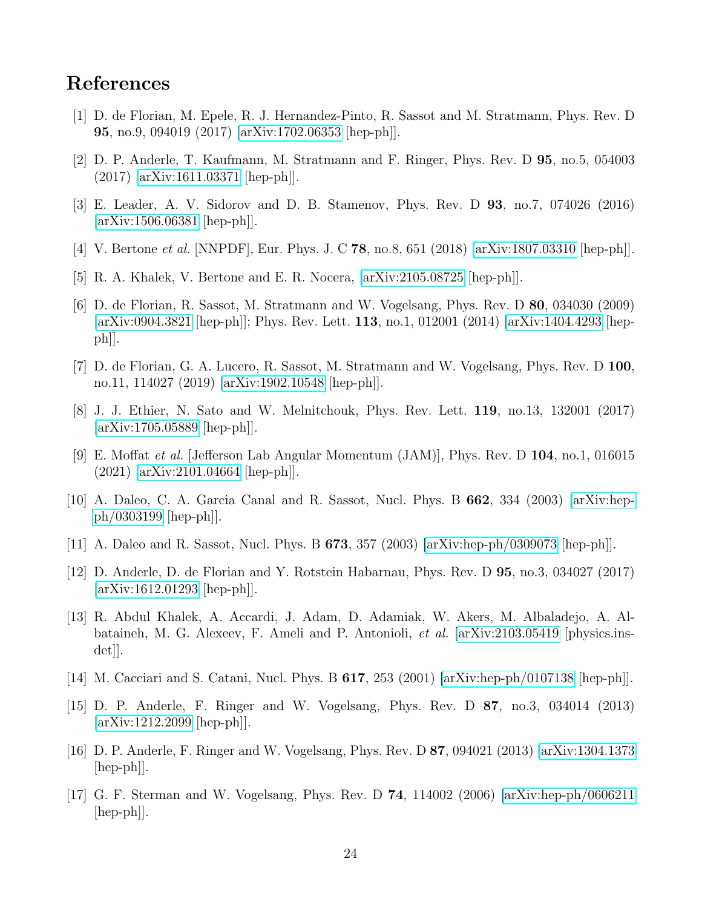## References

[1] D. de Florian, M. Epele, R. J. Hernandez-Pinto, R. Sassot and M. Stratmann, Phys. Rev. D **95**, no.9, 094019 (2017) [arXiv:1702.06353 [hep-ph]].

[2] D. P. Anderle, T. Kaufmann, M. Stratmann and F. Ringer, Phys. Rev. D **95**, no.5, 054003 (2017) [arXiv:1611.03371 [hep-ph]].

[3] E. Leader, A. V. Sidorov and D. B. Stamenov, Phys. Rev. D **93**, no.7, 074026 (2016) [arXiv:1506.06381 [hep-ph]].

[4] V. Bertone *et al.* [NNPDF], Eur. Phys. J. C **78**, no.8, 651 (2018) [arXiv:1807.03310 [hep-ph]].

[5] R. A. Khalek, V. Bertone and E. R. Nocera, [arXiv:2105.08725 [hep-ph]].

[6] D. de Florian, R. Sassot, M. Stratmann and W. Vogelsang, Phys. Rev. D **80**, 034030 (2009) [arXiv:0904.3821 [hep-ph]]; Phys. Rev. Lett. **113**, no.1, 012001 (2014) [arXiv:1404.4293 [hep-ph]].

[7] D. de Florian, G. A. Lucero, R. Sassot, M. Stratmann and W. Vogelsang, Phys. Rev. D **100**, no.11, 114027 (2019) [arXiv:1902.10548 [hep-ph]].

[8] J. J. Ethier, N. Sato and W. Melnitchouk, Phys. Rev. Lett. **119**, no.13, 132001 (2017) [arXiv:1705.05889 [hep-ph]].

[9] E. Moffat *et al.* [Jefferson Lab Angular Momentum (JAM)], Phys. Rev. D **104**, no.1, 016015 (2021) [arXiv:2101.04664 [hep-ph]].

[10] A. Daleo, C. A. Garcia Canal and R. Sassot, Nucl. Phys. B **662**, 334 (2003) [arXiv:hep-ph/0303199 [hep-ph]].

[11] A. Daleo and R. Sassot, Nucl. Phys. B **673**, 357 (2003) [arXiv:hep-ph/0309073 [hep-ph]].

[12] D. Anderle, D. de Florian and Y. Rotstein Habarnau, Phys. Rev. D **95**, no.3, 034027 (2017) [arXiv:1612.01293 [hep-ph]].

[13] R. Abdul Khalek, A. Accardi, J. Adam, D. Adamiak, W. Akers, M. Albaladejo, A. Al-bataineh, M. G. Alexeev, F. Ameli and P. Antonioli, *et al.* [arXiv:2103.05419 [physics.ins-det]].

[14] M. Cacciari and S. Catani, Nucl. Phys. B **617**, 253 (2001) [arXiv:hep-ph/0107138 [hep-ph]].

[15] D. P. Anderle, F. Ringer and W. Vogelsang, Phys. Rev. D **87**, no.3, 034014 (2013) [arXiv:1212.2099 [hep-ph]].

[16] D. P. Anderle, F. Ringer and W. Vogelsang, Phys. Rev. D **87**, 094021 (2013) [arXiv:1304.1373 [hep-ph]].

[17] G. F. Sterman and W. Vogelsang, Phys. Rev. D **74**, 114002 (2006) [arXiv:hep-ph/0606211 [hep-ph]].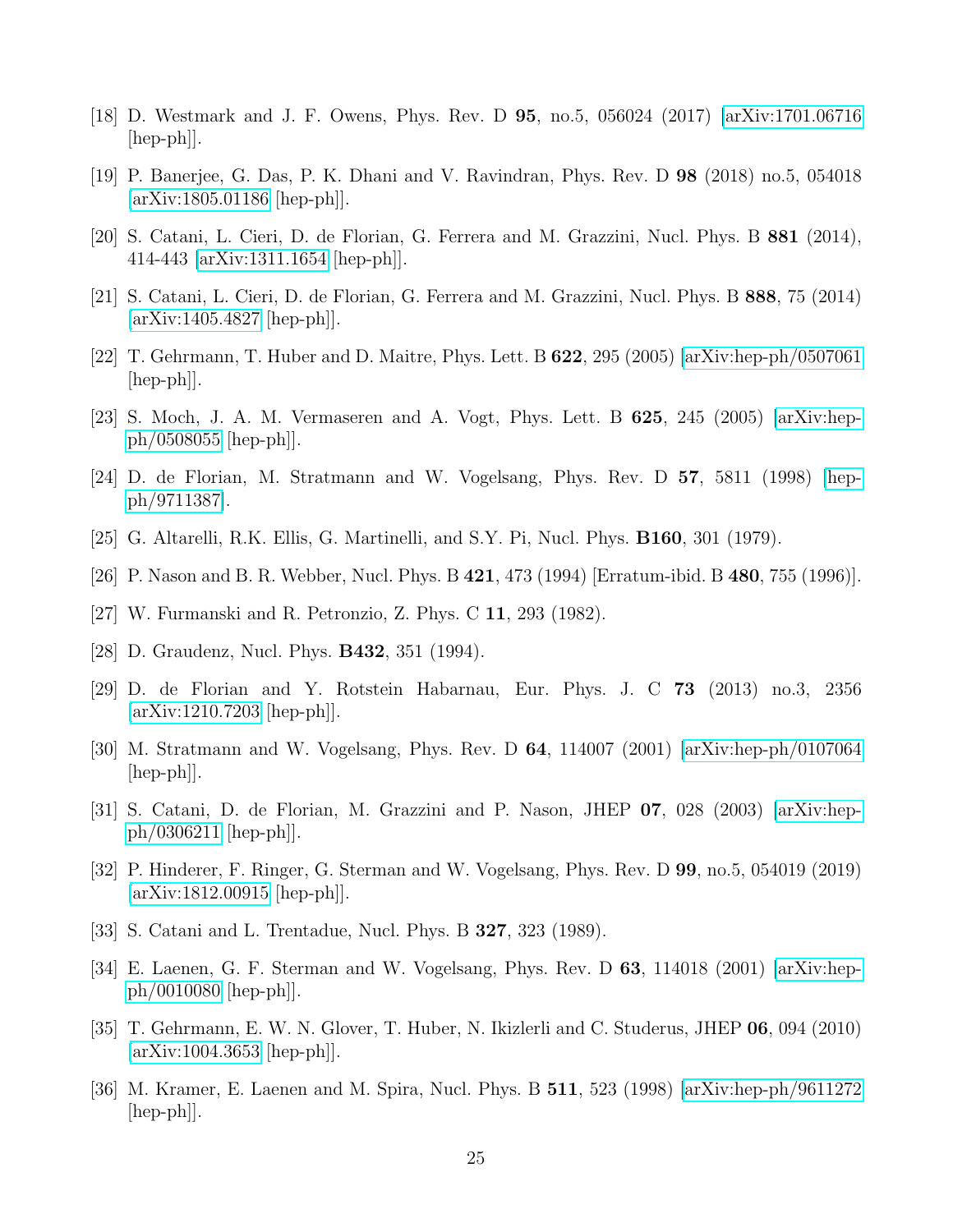[18] D. Westmark and J. F. Owens, Phys. Rev. D **95**, no.5, 056024 (2017) [arXiv:1701.06716 [hep-ph]].

[19] P. Banerjee, G. Das, P. K. Dhani and V. Ravindran, Phys. Rev. D **98** (2018) no.5, 054018 [arXiv:1805.01186 [hep-ph]].

[20] S. Catani, L. Cieri, D. de Florian, G. Ferrera and M. Grazzini, Nucl. Phys. B **881** (2014), 414-443 [arXiv:1311.1654 [hep-ph]].

[21] S. Catani, L. Cieri, D. de Florian, G. Ferrera and M. Grazzini, Nucl. Phys. B **888**, 75 (2014) [arXiv:1405.4827 [hep-ph]].

[22] T. Gehrmann, T. Huber and D. Maitre, Phys. Lett. B **622**, 295 (2005) [arXiv:hep-ph/0507061 [hep-ph]].

[23] S. Moch, J. A. M. Vermaseren and A. Vogt, Phys. Lett. B **625**, 245 (2005) [arXiv:hep-ph/0508055 [hep-ph]].

[24] D. de Florian, M. Stratmann and W. Vogelsang, Phys. Rev. D **57**, 5811 (1998) [hep-ph/9711387].

[25] G. Altarelli, R.K. Ellis, G. Martinelli, and S.Y. Pi, Nucl. Phys. **B160**, 301 (1979).

[26] P. Nason and B. R. Webber, Nucl. Phys. B **421**, 473 (1994) [Erratum-ibid. B **480**, 755 (1996)].

[27] W. Furmanski and R. Petronzio, Z. Phys. C **11**, 293 (1982).

[28] D. Graudenz, Nucl. Phys. **B432**, 351 (1994).

[29] D. de Florian and Y. Rotstein Habarnau, Eur. Phys. J. C **73** (2013) no.3, 2356 [arXiv:1210.7203 [hep-ph]].

[30] M. Stratmann and W. Vogelsang, Phys. Rev. D **64**, 114007 (2001) [arXiv:hep-ph/0107064 [hep-ph]].

[31] S. Catani, D. de Florian, M. Grazzini and P. Nason, JHEP **07**, 028 (2003) [arXiv:hep-ph/0306211 [hep-ph]].

[32] P. Hinderer, F. Ringer, G. Sterman and W. Vogelsang, Phys. Rev. D **99**, no.5, 054019 (2019) [arXiv:1812.00915 [hep-ph]].

[33] S. Catani and L. Trentadue, Nucl. Phys. B **327**, 323 (1989).

[34] E. Laenen, G. F. Sterman and W. Vogelsang, Phys. Rev. D **63**, 114018 (2001) [arXiv:hep-ph/0010080 [hep-ph]].

[35] T. Gehrmann, E. W. N. Glover, T. Huber, N. Ikizlerli and C. Studerus, JHEP **06**, 094 (2010) [arXiv:1004.3653 [hep-ph]].

[36] M. Kramer, E. Laenen and M. Spira, Nucl. Phys. B **511**, 523 (1998) [arXiv:hep-ph/9611272 [hep-ph]].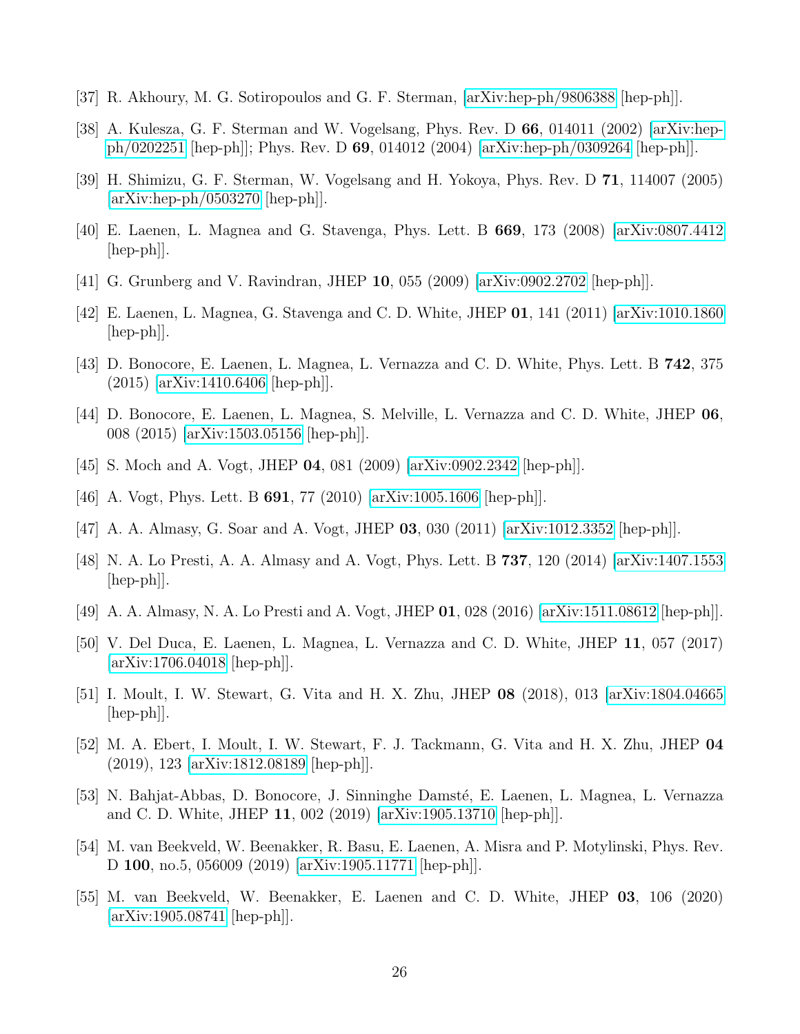[37] R. Akhoury, M. G. Sotiropoulos and G. F. Sterman, [arXiv:hep-ph/9806388 [hep-ph]].

[38] A. Kulesza, G. F. Sterman and W. Vogelsang, Phys. Rev. D **66**, 014011 (2002) [arXiv:hep-ph/0202251 [hep-ph]]; Phys. Rev. D **69**, 014012 (2004) [arXiv:hep-ph/0309264 [hep-ph]].

[39] H. Shimizu, G. F. Sterman, W. Vogelsang and H. Yokoya, Phys. Rev. D **71**, 114007 (2005) [arXiv:hep-ph/0503270 [hep-ph]].

[40] E. Laenen, L. Magnea and G. Stavenga, Phys. Lett. B **669**, 173 (2008) [arXiv:0807.4412 [hep-ph]].

[41] G. Grunberg and V. Ravindran, JHEP **10**, 055 (2009) [arXiv:0902.2702 [hep-ph]].

[42] E. Laenen, L. Magnea, G. Stavenga and C. D. White, JHEP **01**, 141 (2011) [arXiv:1010.1860 [hep-ph]].

[43] D. Bonocore, E. Laenen, L. Magnea, L. Vernazza and C. D. White, Phys. Lett. B **742**, 375 (2015) [arXiv:1410.6406 [hep-ph]].

[44] D. Bonocore, E. Laenen, L. Magnea, S. Melville, L. Vernazza and C. D. White, JHEP **06**, 008 (2015) [arXiv:1503.05156 [hep-ph]].

[45] S. Moch and A. Vogt, JHEP **04**, 081 (2009) [arXiv:0902.2342 [hep-ph]].

[46] A. Vogt, Phys. Lett. B **691**, 77 (2010) [arXiv:1005.1606 [hep-ph]].

[47] A. A. Almasy, G. Soar and A. Vogt, JHEP **03**, 030 (2011) [arXiv:1012.3352 [hep-ph]].

[48] N. A. Lo Presti, A. A. Almasy and A. Vogt, Phys. Lett. B **737**, 120 (2014) [arXiv:1407.1553 [hep-ph]].

[49] A. A. Almasy, N. A. Lo Presti and A. Vogt, JHEP **01**, 028 (2016) [arXiv:1511.08612 [hep-ph]].

[50] V. Del Duca, E. Laenen, L. Magnea, L. Vernazza and C. D. White, JHEP **11**, 057 (2017) [arXiv:1706.04018 [hep-ph]].

[51] I. Moult, I. W. Stewart, G. Vita and H. X. Zhu, JHEP **08** (2018), 013 [arXiv:1804.04665 [hep-ph]].

[52] M. A. Ebert, I. Moult, I. W. Stewart, F. J. Tackmann, G. Vita and H. X. Zhu, JHEP **04** (2019), 123 [arXiv:1812.08189 [hep-ph]].

[53] N. Bahjat-Abbas, D. Bonocore, J. Sinninghe Damsté, E. Laenen, L. Magnea, L. Vernazza and C. D. White, JHEP **11**, 002 (2019) [arXiv:1905.13710 [hep-ph]].

[54] M. van Beekveld, W. Beenakker, R. Basu, E. Laenen, A. Misra and P. Motylinski, Phys. Rev. D **100**, no.5, 056009 (2019) [arXiv:1905.11771 [hep-ph]].

[55] M. van Beekveld, W. Beenakker, E. Laenen and C. D. White, JHEP **03**, 106 (2020) [arXiv:1905.08741 [hep-ph]].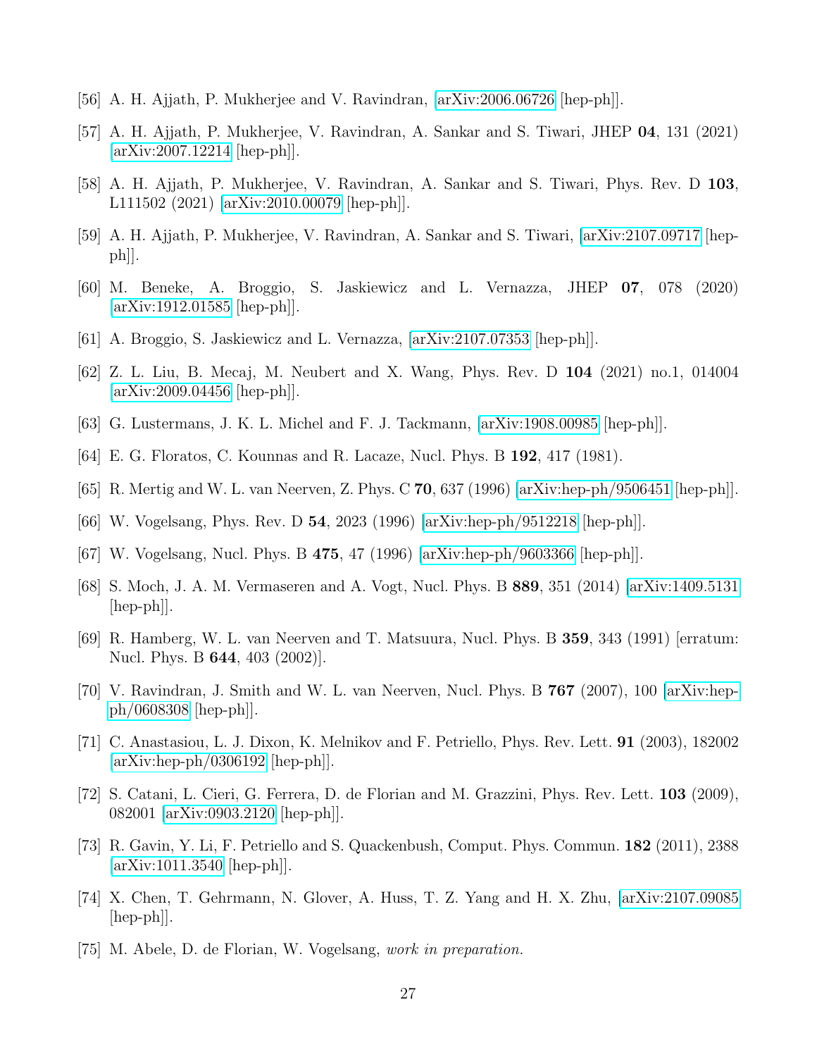[56] A. H. Ajjath, P. Mukherjee and V. Ravindran, [arXiv:2006.06726 [hep-ph]].

[57] A. H. Ajjath, P. Mukherjee, V. Ravindran, A. Sankar and S. Tiwari, JHEP **04**, 131 (2021) [arXiv:2007.12214 [hep-ph]].

[58] A. H. Ajjath, P. Mukherjee, V. Ravindran, A. Sankar and S. Tiwari, Phys. Rev. D **103**, L111502 (2021) [arXiv:2010.00079 [hep-ph]].

[59] A. H. Ajjath, P. Mukherjee, V. Ravindran, A. Sankar and S. Tiwari, [arXiv:2107.09717 [hep-ph]].

[60] M. Beneke, A. Broggio, S. Jaskiewicz and L. Vernazza, JHEP **07**, 078 (2020) [arXiv:1912.01585 [hep-ph]].

[61] A. Broggio, S. Jaskiewicz and L. Vernazza, [arXiv:2107.07353 [hep-ph]].

[62] Z. L. Liu, B. Mecaj, M. Neubert and X. Wang, Phys. Rev. D **104** (2021) no.1, 014004 [arXiv:2009.04456 [hep-ph]].

[63] G. Lustermans, J. K. L. Michel and F. J. Tackmann, [arXiv:1908.00985 [hep-ph]].

[64] E. G. Floratos, C. Kounnas and R. Lacaze, Nucl. Phys. B **192**, 417 (1981).

[65] R. Mertig and W. L. van Neerven, Z. Phys. C **70**, 637 (1996) [arXiv:hep-ph/9506451 [hep-ph]].

[66] W. Vogelsang, Phys. Rev. D **54**, 2023 (1996) [arXiv:hep-ph/9512218 [hep-ph]].

[67] W. Vogelsang, Nucl. Phys. B **475**, 47 (1996) [arXiv:hep-ph/9603366 [hep-ph]].

[68] S. Moch, J. A. M. Vermaseren and A. Vogt, Nucl. Phys. B **889**, 351 (2014) [arXiv:1409.5131 [hep-ph]].

[69] R. Hamberg, W. L. van Neerven and T. Matsuura, Nucl. Phys. B **359**, 343 (1991) [erratum: Nucl. Phys. B **644**, 403 (2002)].

[70] V. Ravindran, J. Smith and W. L. van Neerven, Nucl. Phys. B **767** (2007), 100 [arXiv:hep-ph/0608308 [hep-ph]].

[71] C. Anastasiou, L. J. Dixon, K. Melnikov and F. Petriello, Phys. Rev. Lett. **91** (2003), 182002 [arXiv:hep-ph/0306192 [hep-ph]].

[72] S. Catani, L. Cieri, G. Ferrera, D. de Florian and M. Grazzini, Phys. Rev. Lett. **103** (2009), 082001 [arXiv:0903.2120 [hep-ph]].

[73] R. Gavin, Y. Li, F. Petriello and S. Quackenbush, Comput. Phys. Commun. **182** (2011), 2388 [arXiv:1011.3540 [hep-ph]].

[74] X. Chen, T. Gehrmann, N. Glover, A. Huss, T. Z. Yang and H. X. Zhu, [arXiv:2107.09085 [hep-ph]].

[75] M. Abele, D. de Florian, W. Vogelsang, *work in preparation.*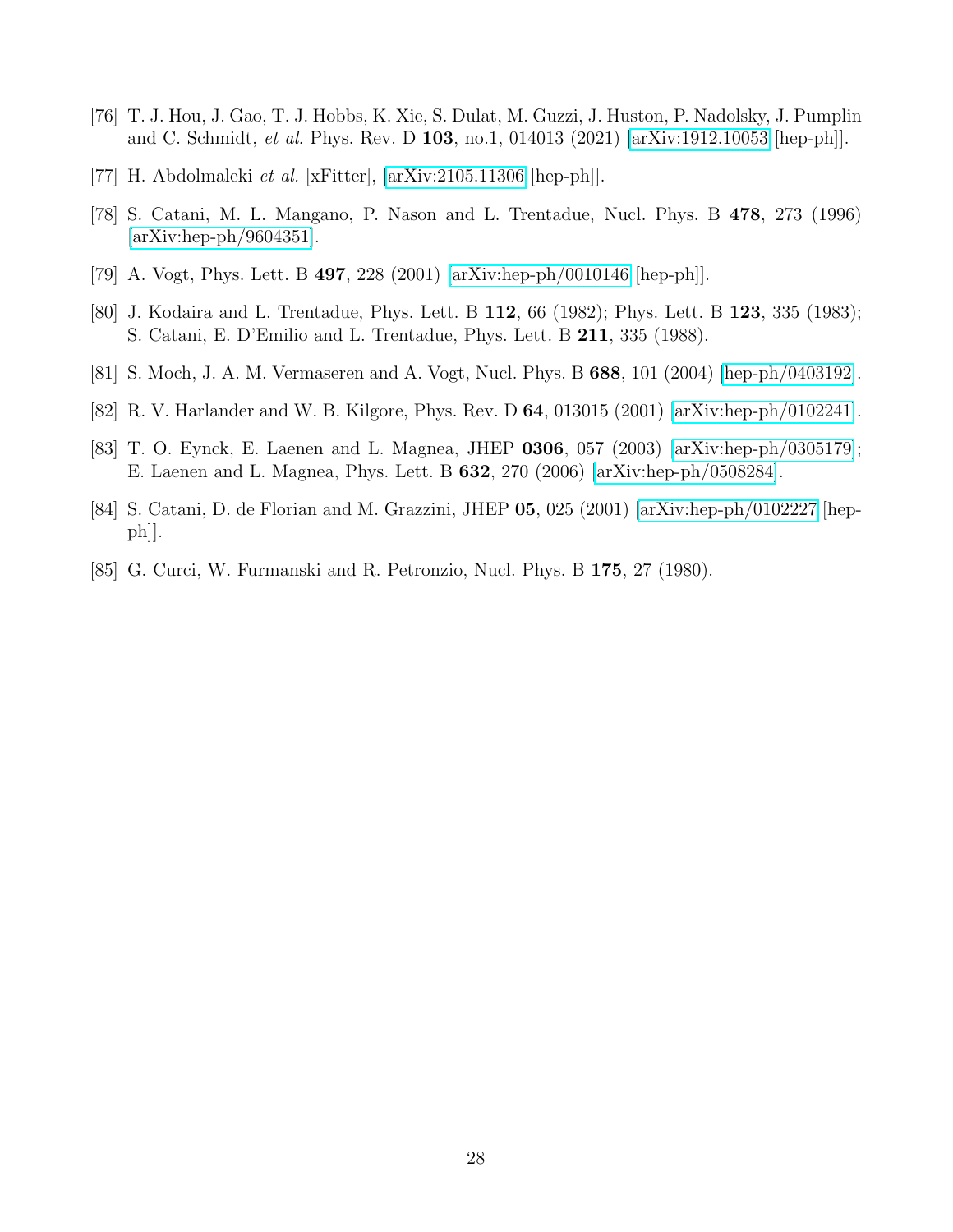[76] T. J. Hou, J. Gao, T. J. Hobbs, K. Xie, S. Dulat, M. Guzzi, J. Huston, P. Nadolsky, J. Pumplin and C. Schmidt, *et al.* Phys. Rev. D **103**, no.1, 014013 (2021) [arXiv:1912.10053 [hep-ph]].

[77] H. Abdolmaleki *et al.* [xFitter], [arXiv:2105.11306 [hep-ph]].

[78] S. Catani, M. L. Mangano, P. Nason and L. Trentadue, Nucl. Phys. B **478**, 273 (1996) [arXiv:hep-ph/9604351].

[79] A. Vogt, Phys. Lett. B **497**, 228 (2001) [arXiv:hep-ph/0010146 [hep-ph]].

[80] J. Kodaira and L. Trentadue, Phys. Lett. B **112**, 66 (1982); Phys. Lett. B **123**, 335 (1983); S. Catani, E. D'Emilio and L. Trentadue, Phys. Lett. B **211**, 335 (1988).

[81] S. Moch, J. A. M. Vermaseren and A. Vogt, Nucl. Phys. B **688**, 101 (2004) [hep-ph/0403192].

[82] R. V. Harlander and W. B. Kilgore, Phys. Rev. D **64**, 013015 (2001) [arXiv:hep-ph/0102241].

[83] T. O. Eynck, E. Laenen and L. Magnea, JHEP **0306**, 057 (2003) [arXiv:hep-ph/0305179]; E. Laenen and L. Magnea, Phys. Lett. B **632**, 270 (2006) [arXiv:hep-ph/0508284].

[84] S. Catani, D. de Florian and M. Grazzini, JHEP **05**, 025 (2001) [arXiv:hep-ph/0102227 [hep-ph]].

[85] G. Curci, W. Furmanski and R. Petronzio, Nucl. Phys. B **175**, 27 (1980).